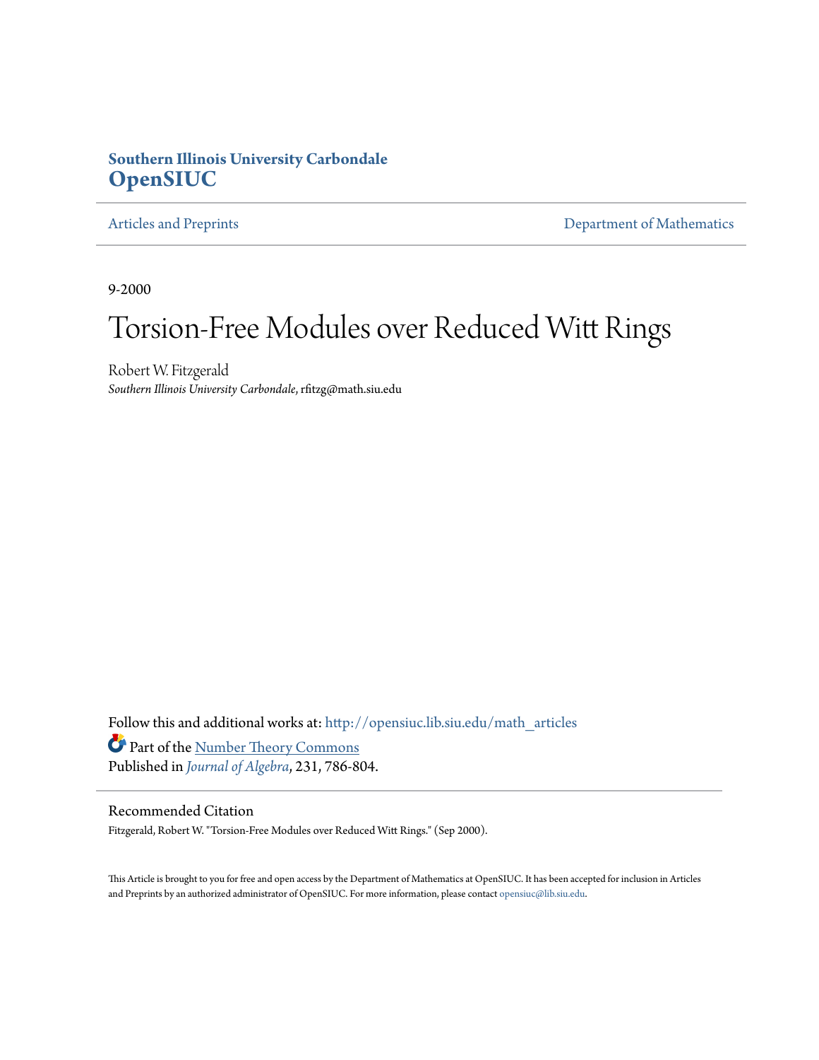**Southern Illinois University Carbondale**
**OpenSIUC**

Articles and Preprints | Department of Mathematics

9-2000

# Torsion-Free Modules over Reduced Witt Rings

Robert W. Fitzgerald
*Southern Illinois University Carbondale*, rfitzg@math.siu.edu

Follow this and additional works at: http://opensiuc.lib.siu.edu/math_articles
Part of the Number Theory Commons
Published in *Journal of Algebra*, 231, 786-804.

## Recommended Citation

Fitzgerald, Robert W. "Torsion-Free Modules over Reduced Witt Rings." (Sep 2000).

This Article is brought to you for free and open access by the Department of Mathematics at OpenSIUC. It has been accepted for inclusion in Articles and Preprints by an authorized administrator of OpenSIUC. For more information, please contact opensiuc@lib.siu.edu.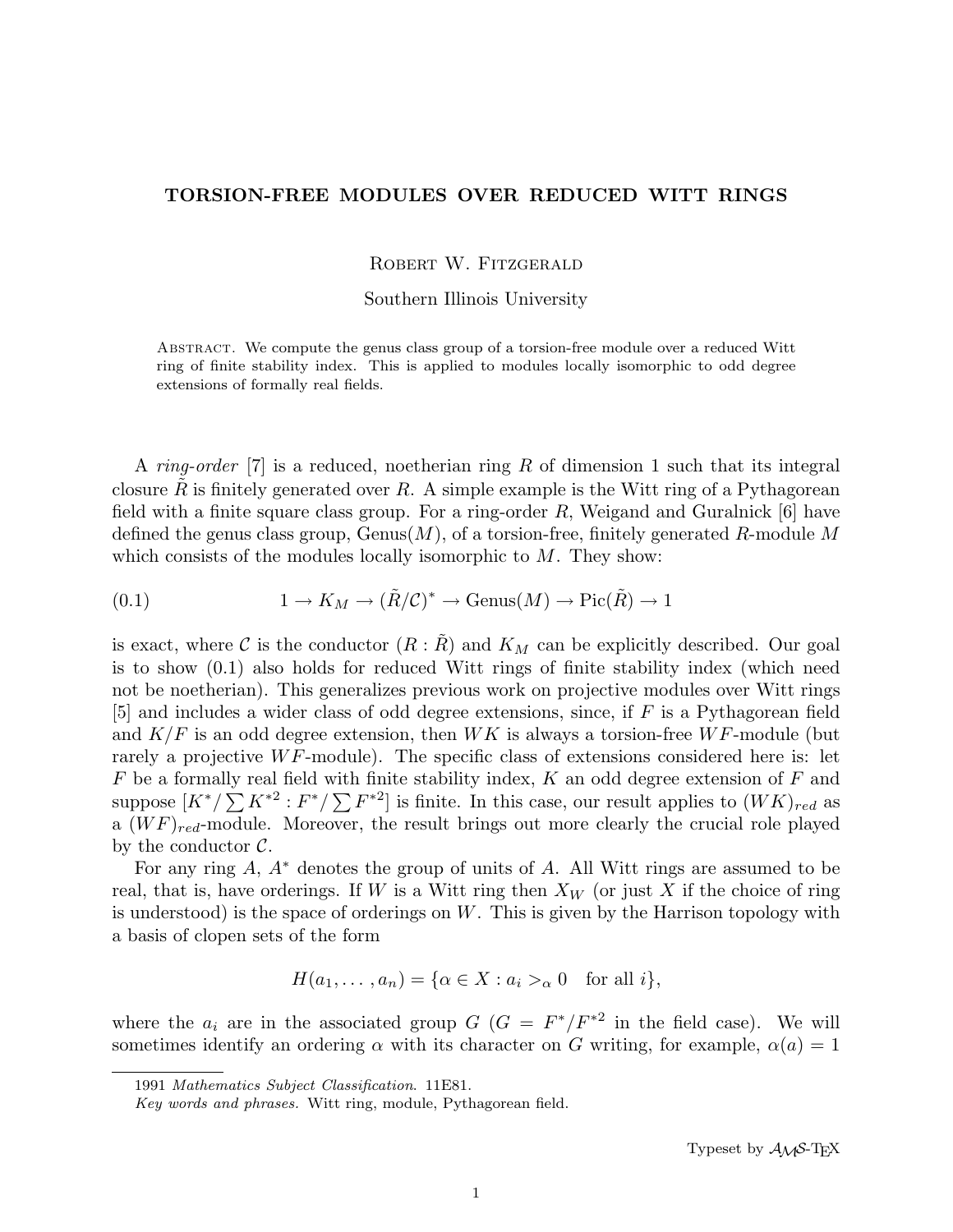# TORSION-FREE MODULES OVER REDUCED WITT RINGS

Robert W. Fitzgerald

Southern Illinois University

Abstract. We compute the genus class group of a torsion-free module over a reduced Witt ring of finite stability index. This is applied to modules locally isomorphic to odd degree extensions of formally real fields.

A *ring-order* [7] is a reduced, noetherian ring $R$ of dimension 1 such that its integral closure $\tilde{R}$ is finitely generated over $R$. A simple example is the Witt ring of a Pythagorean field with a finite square class group. For a ring-order $R$, Weigand and Guralnick [6] have defined the genus class group, Genus$(M)$, of a torsion-free, finitely generated $R$-module $M$ which consists of the modules locally isomorphic to $M$. They show:

$$1 \to K_M \to (\tilde{R}/\mathcal{C})^* \to \text{Genus}(M) \to \text{Pic}(\tilde{R}) \to 1 \tag{0.1}$$

is exact, where $\mathcal{C}$ is the conductor $(R : \tilde{R})$ and $K_M$ can be explicitly described. Our goal is to show (0.1) also holds for reduced Witt rings of finite stability index (which need not be noetherian). This generalizes previous work on projective modules over Witt rings [5] and includes a wider class of odd degree extensions, since, if $F$ is a Pythagorean field and $K/F$ is an odd degree extension, then $WK$ is always a torsion-free $WF$-module (but rarely a projective $WF$-module). The specific class of extensions considered here is: let $F$ be a formally real field with finite stability index, $K$ an odd degree extension of $F$ and suppose $[K^*/\sum K^{*2} : F^*/\sum F^{*2}]$ is finite. In this case, our result applies to $(WK)_{red}$ as a $(WF)_{red}$-module. Moreover, the result brings out more clearly the crucial role played by the conductor $\mathcal{C}$.

For any ring $A$, $A^*$ denotes the group of units of $A$. All Witt rings are assumed to be real, that is, have orderings. If $W$ is a Witt ring then $X_W$ (or just $X$ if the choice of ring is understood) is the space of orderings on $W$. This is given by the Harrison topology with a basis of clopen sets of the form

$$H(a_1, \ldots, a_n) = \{\alpha \in X : a_i >_\alpha 0 \quad \text{for all } i\},$$

where the $a_i$ are in the associated group $G$ ($G = F^*/F^{*2}$ in the field case). We will sometimes identify an ordering $\alpha$ with its character on $G$ writing, for example, $\alpha(a) = 1$

1991 *Mathematics Subject Classification*. 11E81.

*Key words and phrases.* Witt ring, module, Pythagorean field.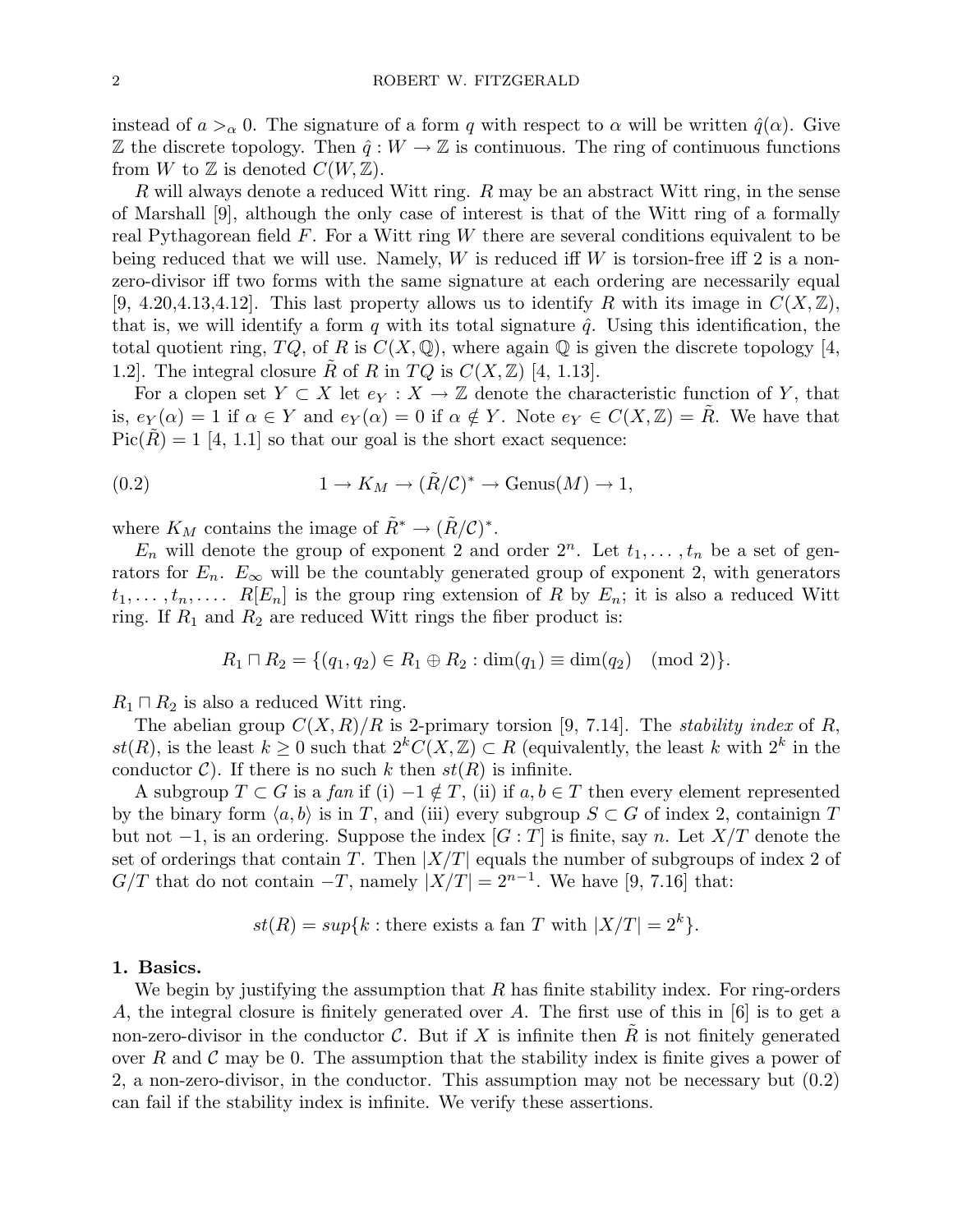instead of $a >_\alpha 0$. The signature of a form $q$ with respect to $\alpha$ will be written $\hat{q}(\alpha)$. Give $\mathbb{Z}$ the discrete topology. Then $\hat{q} : W \to \mathbb{Z}$ is continuous. The ring of continuous functions from $W$ to $\mathbb{Z}$ is denoted $C(W, \mathbb{Z})$.

$R$ will always denote a reduced Witt ring. $R$ may be an abstract Witt ring, in the sense of Marshall [9], although the only case of interest is that of the Witt ring of a formally real Pythagorean field $F$. For a Witt ring $W$ there are several conditions equivalent to be being reduced that we will use. Namely, $W$ is reduced iff $W$ is torsion-free iff 2 is a non-zero-divisor iff two forms with the same signature at each ordering are necessarily equal [9, 4.20,4.13,4.12]. This last property allows us to identify $R$ with its image in $C(X, \mathbb{Z})$, that is, we will identify a form $q$ with its total signature $\hat{q}$. Using this identification, the total quotient ring, $TQ$, of $R$ is $C(X, \mathbb{Q})$, where again $\mathbb{Q}$ is given the discrete topology [4, 1.2]. The integral closure $\tilde{R}$ of $R$ in $TQ$ is $C(X, \mathbb{Z})$ [4, 1.13].

For a clopen set $Y \subset X$ let $e_Y : X \to \mathbb{Z}$ denote the characteristic function of $Y$, that is, $e_Y(\alpha) = 1$ if $\alpha \in Y$ and $e_Y(\alpha) = 0$ if $\alpha \notin Y$. Note $e_Y \in C(X, \mathbb{Z}) = \tilde{R}$. We have that $\mathrm{Pic}(\tilde{R}) = 1$ [4, 1.1] so that our goal is the short exact sequence:

$$1 \to K_M \to (\tilde{R}/\mathcal{C})^* \to \mathrm{Genus}(M) \to 1, \tag{0.2}$$

where $K_M$ contains the image of $\tilde{R}^* \to (\tilde{R}/\mathcal{C})^*$.

$E_n$ will denote the group of exponent 2 and order $2^n$. Let $t_1, \dots, t_n$ be a set of generators for $E_n$. $E_\infty$ will be the countably generated group of exponent 2, with generators $t_1, \dots, t_n, \dots$. $R[E_n]$ is the group ring extension of $R$ by $E_n$; it is also a reduced Witt ring. If $R_1$ and $R_2$ are reduced Witt rings the fiber product is:

$$R_1 \sqcap R_2 = \{(q_1, q_2) \in R_1 \oplus R_2 : \dim(q_1) \equiv \dim(q_2) \pmod 2\}.$$

$R_1 \sqcap R_2$ is also a reduced Witt ring.

The abelian group $C(X, R)/R$ is 2-primary torsion [9, 7.14]. The *stability index* of $R$, $st(R)$, is the least $k \geq 0$ such that $2^k C(X, \mathbb{Z}) \subset R$ (equivalently, the least $k$ with $2^k$ in the conductor $\mathcal{C}$). If there is no such $k$ then $st(R)$ is infinite.

A subgroup $T \subset G$ is a *fan* if (i) $-1 \notin T$, (ii) if $a, b \in T$ then every element represented by the binary form $\langle a, b\rangle$ is in $T$, and (iii) every subgroup $S \subset G$ of index 2, containign $T$ but not $-1$, is an ordering. Suppose the index $[G : T]$ is finite, say $n$. Let $X/T$ denote the set of orderings that contain $T$. Then $|X/T|$ equals the number of subgroups of index 2 of $G/T$ that do not contain $-T$, namely $|X/T| = 2^{n-1}$. We have [9, 7.16] that:

$$st(R) = sup\{k : \text{there exists a fan } T \text{ with } |X/T| = 2^k\}.$$

## 1. Basics.

We begin by justifying the assumption that $R$ has finite stability index. For ring-orders $A$, the integral closure is finitely generated over $A$. The first use of this in [6] is to get a non-zero-divisor in the conductor $\mathcal{C}$. But if $X$ is infinite then $\tilde{R}$ is not finitely generated over $R$ and $\mathcal{C}$ may be 0. The assumption that the stability index is finite gives a power of 2, a non-zero-divisor, in the conductor. This assumption may not be necessary but (0.2) can fail if the stability index is infinite. We verify these assertions.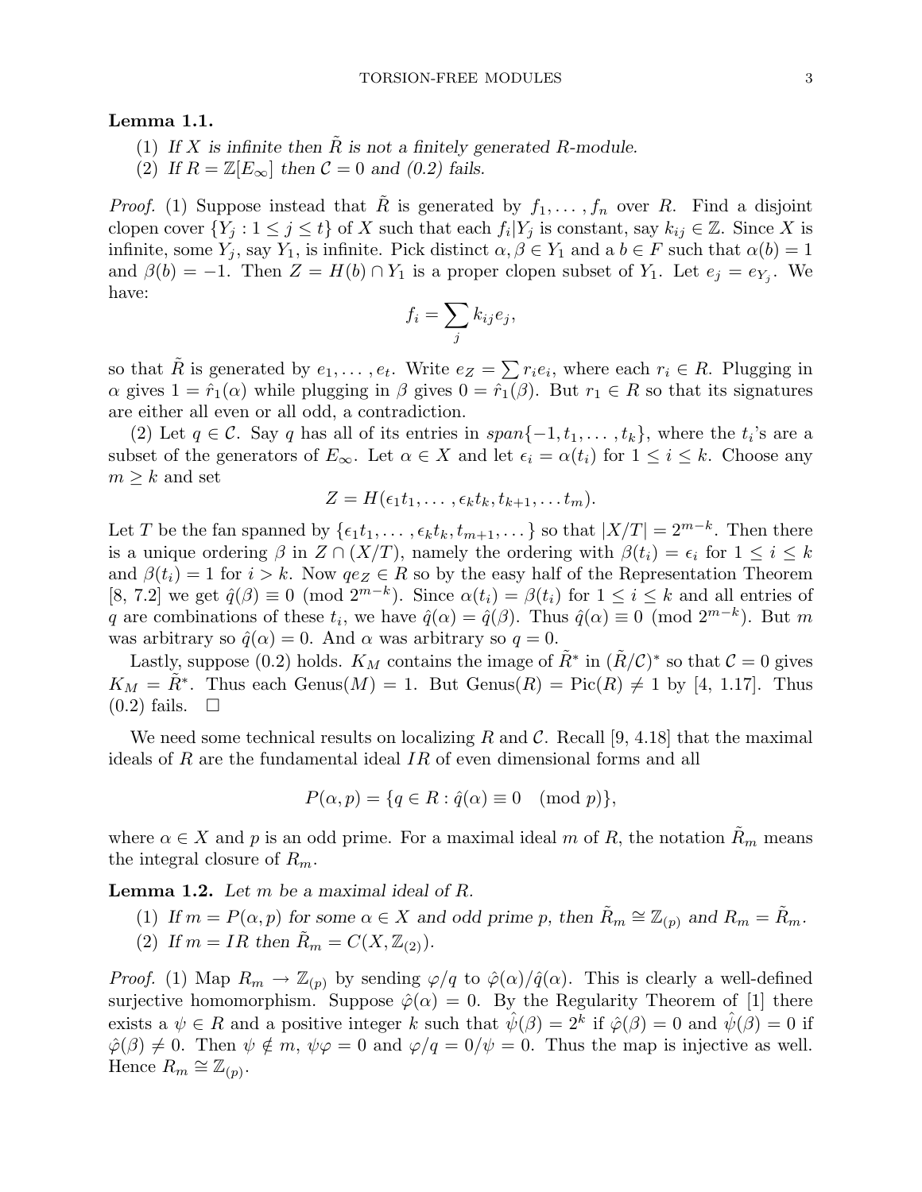**Lemma 1.1.**

1. *If $X$ is infinite then $\tilde{R}$ is not a finitely generated $R$-module.*
2. *If $R = \mathbb{Z}[E_\infty]$ then $\mathcal{C} = 0$ and (0.2) fails.*

*Proof.* (1) Suppose instead that $\tilde{R}$ is generated by $f_1, \dots, f_n$ over $R$. Find a disjoint clopen cover $\{Y_j : 1 \le j \le t\}$ of $X$ such that each $f_i | Y_j$ is constant, say $k_{ij} \in \mathbb{Z}$. Since $X$ is infinite, some $Y_j$, say $Y_1$, is infinite. Pick distinct $\alpha, \beta \in Y_1$ and a $b \in F$ such that $\alpha(b) = 1$ and $\beta(b) = -1$. Then $Z = H(b) \cap Y_1$ is a proper clopen subset of $Y_1$. Let $e_j = e_{Y_j}$. We have:

$$f_i = \sum_j k_{ij} e_j,$$

so that $\tilde{R}$ is generated by $e_1, \dots, e_t$. Write $e_Z = \sum r_i e_i$, where each $r_i \in R$. Plugging in $\alpha$ gives $1 = \hat{r}_1(\alpha)$ while plugging in $\beta$ gives $0 = \hat{r}_1(\beta)$. But $r_1 \in R$ so that its signatures are either all even or all odd, a contradiction.

(2) Let $q \in \mathcal{C}$. Say $q$ has all of its entries in $span\{-1, t_1, \dots, t_k\}$, where the $t_i$'s are a subset of the generators of $E_\infty$. Let $\alpha \in X$ and let $\epsilon_i = \alpha(t_i)$ for $1 \le i \le k$. Choose any $m \ge k$ and set

$$Z = H(\epsilon_1 t_1, \dots, \epsilon_k t_k, t_{k+1}, \dots t_m).$$

Let $T$ be the fan spanned by $\{\epsilon_1 t_1, \dots, \epsilon_k t_k, t_{m+1}, \dots\}$ so that $|X/T| = 2^{m-k}$. Then there is a unique ordering $\beta$ in $Z \cap (X/T)$, namely the ordering with $\beta(t_i) = \epsilon_i$ for $1 \le i \le k$ and $\beta(t_i) = 1$ for $i > k$. Now $q e_Z \in R$ so by the easy half of the Representation Theorem [8, 7.2] we get $\hat{q}(\beta) \equiv 0 \pmod{2^{m-k}}$. Since $\alpha(t_i) = \beta(t_i)$ for $1 \le i \le k$ and all entries of $q$ are combinations of these $t_i$, we have $\hat{q}(\alpha) = \hat{q}(\beta)$. Thus $\hat{q}(\alpha) \equiv 0 \pmod{2^{m-k}}$. But $m$ was arbitrary so $\hat{q}(\alpha) = 0$. And $\alpha$ was arbitrary so $q = 0$.

Lastly, suppose (0.2) holds. $K_M$ contains the image of $\tilde{R}^*$ in $(\tilde{R}/\mathcal{C})^*$ so that $\mathcal{C} = 0$ gives $K_M = \tilde{R}^*$. Thus each Genus$(M) = 1$. But Genus$(R) = $ Pic$(R) \ne 1$ by [4, 1.17]. Thus (0.2) fails. $\square$

We need some technical results on localizing $R$ and $\mathcal{C}$. Recall [9, 4.18] that the maximal ideals of $R$ are the fundamental ideal $IR$ of even dimensional forms and all

$$P(\alpha, p) = \{q \in R : \hat{q}(\alpha) \equiv 0 \pmod{p}\},$$

where $\alpha \in X$ and $p$ is an odd prime. For a maximal ideal $m$ of $R$, the notation $\tilde{R}_m$ means the integral closure of $R_m$.

**Lemma 1.2.** *Let $m$ be a maximal ideal of $R$.*

1. *If $m = P(\alpha, p)$ for some $\alpha \in X$ and odd prime $p$, then $\tilde{R}_m \cong \mathbb{Z}_{(p)}$ and $R_m = \tilde{R}_m$.*
2. *If $m = IR$ then $\tilde{R}_m = C(X, \mathbb{Z}_{(2)})$.*

*Proof.* (1) Map $R_m \to \mathbb{Z}_{(p)}$ by sending $\varphi/q$ to $\hat{\varphi}(\alpha)/\hat{q}(\alpha)$. This is clearly a well-defined surjective homomorphism. Suppose $\hat{\varphi}(\alpha) = 0$. By the Regularity Theorem of [1] there exists a $\psi \in R$ and a positive integer $k$ such that $\hat{\psi}(\beta) = 2^k$ if $\hat{\varphi}(\beta) = 0$ and $\hat{\psi}(\beta) = 0$ if $\hat{\varphi}(\beta) \ne 0$. Then $\psi \notin m$, $\psi\varphi = 0$ and $\varphi/q = 0/\psi = 0$. Thus the map is injective as well. Hence $R_m \cong \mathbb{Z}_{(p)}$.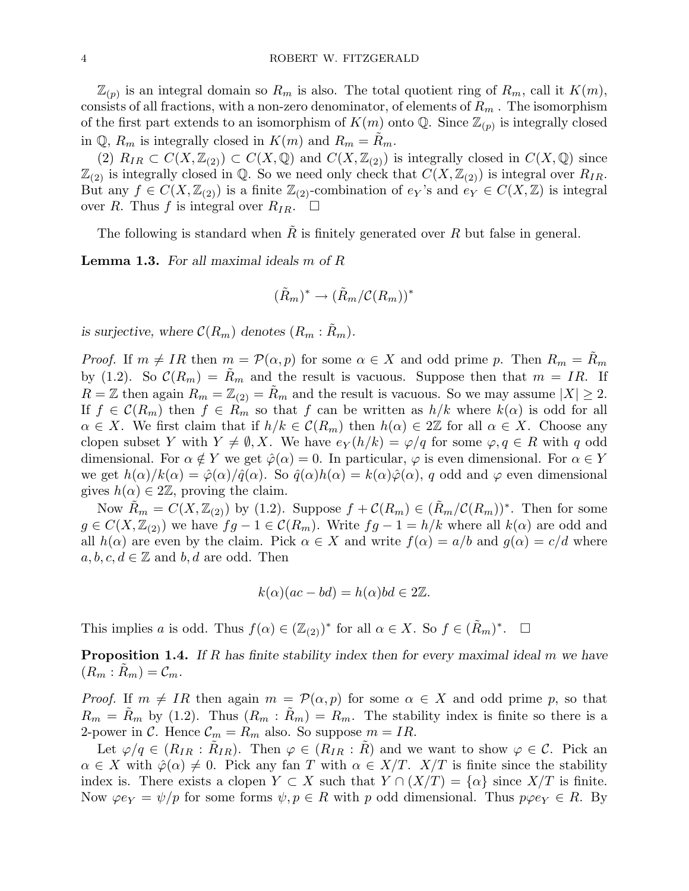$\mathbb{Z}_{(p)}$ is an integral domain so $R_m$ is also. The total quotient ring of $R_m$, call it $K(m)$, consists of all fractions, with a non-zero denominator, of elements of $R_m$ . The isomorphism of the first part extends to an isomorphism of $K(m)$ onto $\mathbb{Q}$. Since $\mathbb{Z}_{(p)}$ is integrally closed in $\mathbb{Q}$, $R_m$ is integrally closed in $K(m)$ and $R_m = \tilde{R}_m$.

(2) $R_{IR} \subset C(X, \mathbb{Z}_{(2)}) \subset C(X, \mathbb{Q})$ and $C(X, \mathbb{Z}_{(2)})$ is integrally closed in $C(X, \mathbb{Q})$ since $\mathbb{Z}_{(2)}$ is integrally closed in $\mathbb{Q}$. So we need only check that $C(X, \mathbb{Z}_{(2)})$ is integral over $R_{IR}$. But any $f \in C(X, \mathbb{Z}_{(2)})$ is a finite $\mathbb{Z}_{(2)}$-combination of $e_Y$'s and $e_Y \in C(X, \mathbb{Z})$ is integral over $R$. Thus $f$ is integral over $R_{IR}$. $\square$

The following is standard when $\tilde{R}$ is finitely generated over $R$ but false in general.

**Lemma 1.3.** *For all maximal ideals $m$ of $R$*

$$(\tilde{R}_m)^* \to (\tilde{R}_m/\mathcal{C}(R_m))^*$$

*is surjective, where $\mathcal{C}(R_m)$ denotes $(R_m : \tilde{R}_m)$.*

*Proof.* If $m \neq IR$ then $m = \mathcal{P}(\alpha, p)$ for some $\alpha \in X$ and odd prime $p$. Then $R_m = \tilde{R}_m$ by (1.2). So $\mathcal{C}(R_m) = \tilde{R}_m$ and the result is vacuous. Suppose then that $m = IR$. If $R = \mathbb{Z}$ then again $R_m = \mathbb{Z}_{(2)} = \tilde{R}_m$ and the result is vacuous. So we may assume $|X| \geq 2$. If $f \in \mathcal{C}(R_m)$ then $f \in R_m$ so that $f$ can be written as $h/k$ where $k(\alpha)$ is odd for all $\alpha \in X$. We first claim that if $h/k \in \mathcal{C}(R_m)$ then $h(\alpha) \in 2\mathbb{Z}$ for all $\alpha \in X$. Choose any clopen subset $Y$ with $Y \neq \emptyset, X$. We have $e_Y(h/k) = \varphi/q$ for some $\varphi, q \in R$ with $q$ odd dimensional. For $\alpha \notin Y$ we get $\hat{\varphi}(\alpha) = 0$. In particular, $\varphi$ is even dimensional. For $\alpha \in Y$ we get $h(\alpha)/k(\alpha) = \hat{\varphi}(\alpha)/\hat{q}(\alpha)$. So $\hat{q}(\alpha)h(\alpha) = k(\alpha)\hat{\varphi}(\alpha)$, $q$ odd and $\varphi$ even dimensional gives $h(\alpha) \in 2\mathbb{Z}$, proving the claim.

Now $\tilde{R}_m = C(X, \mathbb{Z}_{(2)})$ by (1.2). Suppose $f + \mathcal{C}(R_m) \in (\tilde{R}_m/\mathcal{C}(R_m))^*$. Then for some $g \in C(X, \mathbb{Z}_{(2)})$ we have $fg - 1 \in \mathcal{C}(R_m)$. Write $fg - 1 = h/k$ where all $k(\alpha)$ are odd and all $h(\alpha)$ are even by the claim. Pick $\alpha \in X$ and write $f(\alpha) = a/b$ and $g(\alpha) = c/d$ where $a, b, c, d \in \mathbb{Z}$ and $b, d$ are odd. Then

$$k(\alpha)(ac - bd) = h(\alpha)bd \in 2\mathbb{Z}.$$

This implies $a$ is odd. Thus $f(\alpha) \in (\mathbb{Z}_{(2)})^*$ for all $\alpha \in X$. So $f \in (\tilde{R}_m)^*$. $\square$

**Proposition 1.4.** *If $R$ has finite stability index then for every maximal ideal $m$ we have $(R_m : \tilde{R}_m) = \mathcal{C}_m$.*

*Proof.* If $m \neq IR$ then again $m = \mathcal{P}(\alpha, p)$ for some $\alpha \in X$ and odd prime $p$, so that $R_m = \tilde{R}_m$ by (1.2). Thus $(R_m : \tilde{R}_m) = R_m$. The stability index is finite so there is a 2-power in $\mathcal{C}$. Hence $\mathcal{C}_m = R_m$ also. So suppose $m = IR$.

Let $\varphi/q \in (R_{IR} : \tilde{R}_{IR})$. Then $\varphi \in (R_{IR} : \tilde{R})$ and we want to show $\varphi \in \mathcal{C}$. Pick an $\alpha \in X$ with $\hat{\varphi}(\alpha) \neq 0$. Pick any fan $T$ with $\alpha \in X/T$. $X/T$ is finite since the stability index is. There exists a clopen $Y \subset X$ such that $Y \cap (X/T) = \{\alpha\}$ since $X/T$ is finite. Now $\varphi e_Y = \psi/p$ for some forms $\psi, p \in R$ with $p$ odd dimensional. Thus $p\varphi e_Y \in R$. By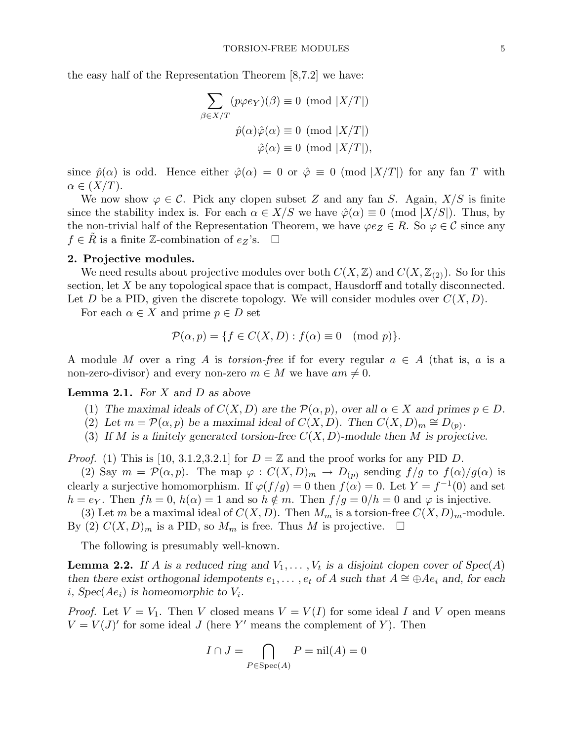the easy half of the Representation Theorem [8,7.2] we have:

$$\sum_{\beta \in X/T} (p\varphi e_Y)(\beta) \equiv 0 \pmod{|X/T|}$$
$$\hat{p}(\alpha)\hat{\varphi}(\alpha) \equiv 0 \pmod{|X/T|}$$
$$\hat{\varphi}(\alpha) \equiv 0 \pmod{|X/T|},$$

since $\hat{p}(\alpha)$ is odd. Hence either $\hat{\varphi}(\alpha) = 0$ or $\hat{\varphi} \equiv 0 \pmod{|X/T|}$ for any fan $T$ with $\alpha \in (X/T)$.

We now show $\varphi \in \mathcal{C}$. Pick any clopen subset $Z$ and any fan $S$. Again, $X/S$ is finite since the stability index is. For each $\alpha \in X/S$ we have $\hat{\varphi}(\alpha) \equiv 0 \pmod{|X/S|}$. Thus, by the non-trivial half of the Representation Theorem, we have $\varphi e_Z \in R$. So $\varphi \in \mathcal{C}$ since any $f \in \tilde{R}$ is a finite $\mathbb{Z}$-combination of $e_Z$'s. □

## 2. Projective modules.

We need results about projective modules over both $C(X, \mathbb{Z})$ and $C(X, \mathbb{Z}_{(2)})$. So for this section, let $X$ be any topological space that is compact, Hausdorff and totally disconnected. Let $D$ be a PID, given the discrete topology. We will consider modules over $C(X, D)$.

For each $\alpha \in X$ and prime $p \in D$ set

$$\mathcal{P}(\alpha, p) = \{f \in C(X, D) : f(\alpha) \equiv 0 \pmod{p}\}.$$

A module $M$ over a ring $A$ is *torsion-free* if for every regular $a \in A$ (that is, $a$ is a non-zero-divisor) and every non-zero $m \in M$ we have $am \neq 0$.

**Lemma 2.1.** *For $X$ and $D$ as above*

1. *The maximal ideals of $C(X, D)$ are the $\mathcal{P}(\alpha, p)$, over all $\alpha \in X$ and primes $p \in D$.*
2. *Let $m = \mathcal{P}(\alpha, p)$ be a maximal ideal of $C(X, D)$. Then $C(X, D)_m \cong D_{(p)}$.*
3. *If $M$ is a finitely generated torsion-free $C(X, D)$-module then $M$ is projective.*

*Proof.* (1) This is [10, 3.1.2,3.2.1] for $D = \mathbb{Z}$ and the proof works for any PID $D$.

(2) Say $m = \mathcal{P}(\alpha, p)$. The map $\varphi : C(X, D)_m \to D_{(p)}$ sending $f/g$ to $f(\alpha)/g(\alpha)$ is clearly a surjective homomorphism. If $\varphi(f/g) = 0$ then $f(\alpha) = 0$. Let $Y = f^{-1}(0)$ and set $h = e_Y$. Then $fh = 0$, $h(\alpha) = 1$ and so $h \notin m$. Then $f/g = 0/h = 0$ and $\varphi$ is injective.

(3) Let $m$ be a maximal ideal of $C(X, D)$. Then $M_m$ is a torsion-free $C(X, D)_m$-module. By (2) $C(X, D)_m$ is a PID, so $M_m$ is free. Thus $M$ is projective. □

The following is presumably well-known.

**Lemma 2.2.** *If $A$ is a reduced ring and $V_1, \ldots, V_t$ is a disjoint clopen cover of Spec($A$) then there exist orthogonal idempotents $e_1, \ldots, e_t$ of $A$ such that $A \cong \oplus Ae_i$ and, for each $i$, Spec($Ae_i$) is homeomorphic to $V_i$.*

*Proof.* Let $V = V_1$. Then $V$ closed means $V = V(I)$ for some ideal $I$ and $V$ open means $V = V(J)'$ for some ideal $J$ (here $Y'$ means the complement of $Y$). Then

$$I \cap J = \bigcap_{P \in \mathrm{Spec}(A)} P = \mathrm{nil}(A) = 0$$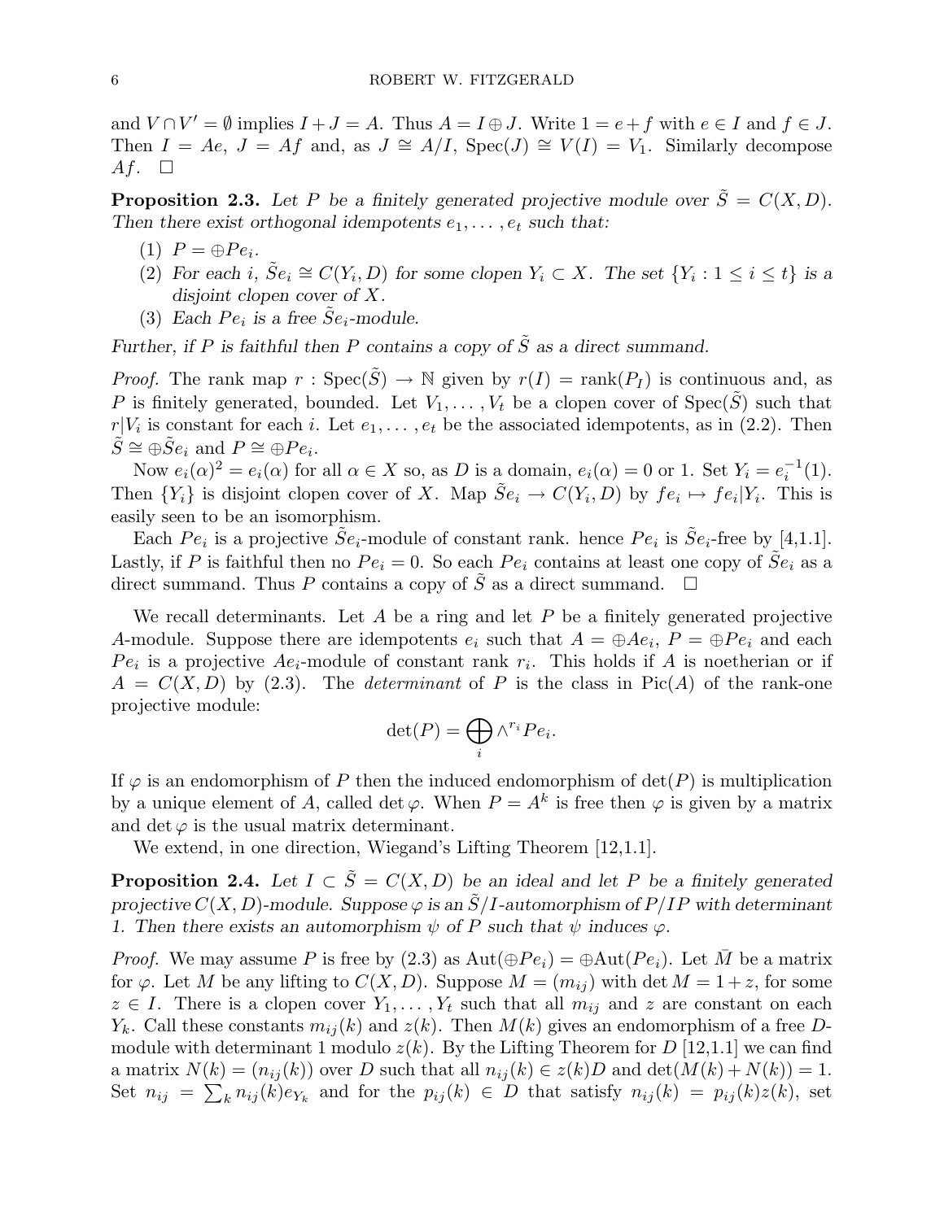and $V \cap V' = \emptyset$ implies $I + J = A$. Thus $A = I \oplus J$. Write $1 = e + f$ with $e \in I$ and $f \in J$. Then $I = Ae$, $J = Af$ and, as $J \cong A/I$, $\mathrm{Spec}(J) \cong V(I) = V_1$. Similarly decompose $Af$. $\square$

**Proposition 2.3.** *Let $P$ be a finitely generated projective module over $\tilde{S} = C(X, D)$. Then there exist orthogonal idempotents $e_1, \ldots, e_t$ such that:*

1. *$P = \oplus Pe_i$.*
2. *For each $i$, $\tilde{S}e_i \cong C(Y_i, D)$ for some clopen $Y_i \subset X$. The set $\{Y_i : 1 \leq i \leq t\}$ is a disjoint clopen cover of $X$.*
3. *Each $Pe_i$ is a free $\tilde{S}e_i$-module.*

*Further, if $P$ is faithful then $P$ contains a copy of $\tilde{S}$ as a direct summand.*

*Proof.* The rank map $r : \mathrm{Spec}(\tilde{S}) \to \mathbb{N}$ given by $r(I) = \mathrm{rank}(P_I)$ is continuous and, as $P$ is finitely generated, bounded. Let $V_1, \ldots, V_t$ be a clopen cover of $\mathrm{Spec}(\tilde{S})$ such that $r|V_i$ is constant for each $i$. Let $e_1, \ldots, e_t$ be the associated idempotents, as in (2.2). Then $\tilde{S} \cong \oplus \tilde{S}e_i$ and $P \cong \oplus Pe_i$.

Now $e_i(\alpha)^2 = e_i(\alpha)$ for all $\alpha \in X$ so, as $D$ is a domain, $e_i(\alpha) = 0$ or $1$. Set $Y_i = e_i^{-1}(1)$. Then $\{Y_i\}$ is disjoint clopen cover of $X$. Map $\tilde{S}e_i \to C(Y_i, D)$ by $fe_i \mapsto fe_i|Y_i$. This is easily seen to be an isomorphism.

Each $Pe_i$ is a projective $\tilde{S}e_i$-module of constant rank. hence $Pe_i$ is $\tilde{S}e_i$-free by [4,1.1]. Lastly, if $P$ is faithful then no $Pe_i = 0$. So each $Pe_i$ contains at least one copy of $\tilde{S}e_i$ as a direct summand. Thus $P$ contains a copy of $\tilde{S}$ as a direct summand. $\square$

We recall determinants. Let $A$ be a ring and let $P$ be a finitely generated projective $A$-module. Suppose there are idempotents $e_i$ such that $A = \oplus Ae_i$, $P = \oplus Pe_i$ and each $Pe_i$ is a projective $Ae_i$-module of constant rank $r_i$. This holds if $A$ is noetherian or if $A = C(X, D)$ by (2.3). The *determinant* of $P$ is the class in $\mathrm{Pic}(A)$ of the rank-one projective module:

$$\det(P) = \bigoplus_i \wedge^{r_i} Pe_i.$$

If $\varphi$ is an endomorphism of $P$ then the induced endomorphism of $\det(P)$ is multiplication by a unique element of $A$, called $\det \varphi$. When $P = A^k$ is free then $\varphi$ is given by a matrix and $\det \varphi$ is the usual matrix determinant.

We extend, in one direction, Wiegand's Lifting Theorem [12,1.1].

**Proposition 2.4.** *Let $I \subset \tilde{S} = C(X, D)$ be an ideal and let $P$ be a finitely generated projective $C(X, D)$-module. Suppose $\varphi$ is an $\tilde{S}/I$-automorphism of $P/IP$ with determinant 1. Then there exists an automorphism $\psi$ of $P$ such that $\psi$ induces $\varphi$.*

*Proof.* We may assume $P$ is free by (2.3) as $\mathrm{Aut}(\oplus Pe_i) = \oplus \mathrm{Aut}(Pe_i)$. Let $\bar{M}$ be a matrix for $\varphi$. Let $M$ be any lifting to $C(X, D)$. Suppose $M = (m_{ij})$ with $\det M = 1 + z$, for some $z \in I$. There is a clopen cover $Y_1, \ldots, Y_t$ such that all $m_{ij}$ and $z$ are constant on each $Y_k$. Call these constants $m_{ij}(k)$ and $z(k)$. Then $M(k)$ gives an endomorphism of a free $D$-module with determinant 1 modulo $z(k)$. By the Lifting Theorem for $D$ [12,1.1] we can find a matrix $N(k) = (n_{ij}(k))$ over $D$ such that all $n_{ij}(k) \in z(k)D$ and $\det(M(k) + N(k)) = 1$. Set $n_{ij} = \sum_k n_{ij}(k)e_{Y_k}$ and for the $p_{ij}(k) \in D$ that satisfy $n_{ij}(k) = p_{ij}(k)z(k)$, set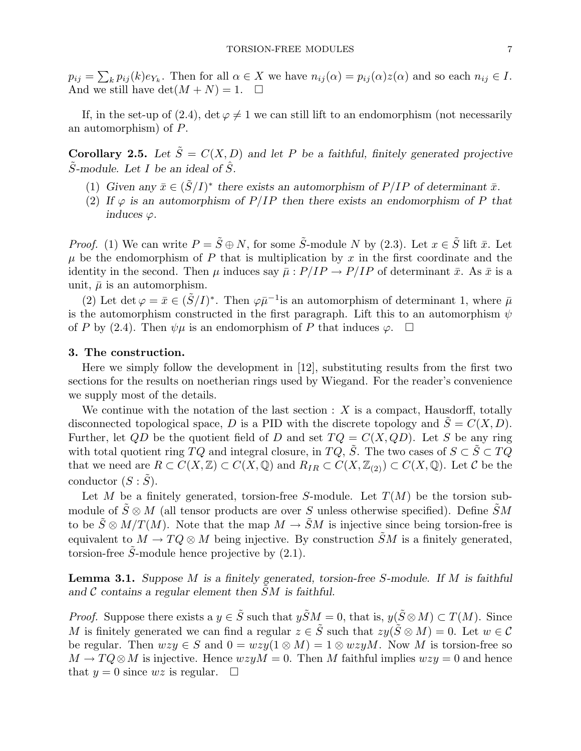$p_{ij} = \sum_k p_{ij}(k)e_{Y_k}$. Then for all $\alpha \in X$ we have $n_{ij}(\alpha) = p_{ij}(\alpha)z(\alpha)$ and so each $n_{ij} \in I$. And we still have $\det(M + N) = 1$. $\square$

If, in the set-up of (2.4), $\det \varphi \neq 1$ we can still lift to an endomorphism (not necessarily an automorphism) of $P$.

**Corollary 2.5.** *Let $\tilde{S} = C(X, D)$ and let $P$ be a faithful, finitely generated projective $\tilde{S}$-module. Let $I$ be an ideal of $\hat{S}$.*

1. *Given any $\bar{x} \in (\tilde{S}/I)^*$ there exists an automorphism of $P/IP$ of determinant $\bar{x}$.*
2. *If $\varphi$ is an automorphism of $P/IP$ then there exists an endomorphism of $P$ that induces $\varphi$.*

*Proof.* (1) We can write $P = \tilde{S} \oplus N$, for some $\tilde{S}$-module $N$ by (2.3). Let $x \in \tilde{S}$ lift $\bar{x}$. Let $\mu$ be the endomorphism of $P$ that is multiplication by $x$ in the first coordinate and the identity in the second. Then $\mu$ induces say $\bar{\mu} : P/IP \to P/IP$ of determinant $\bar{x}$. As $\bar{x}$ is a unit, $\bar{\mu}$ is an automorphism.

(2) Let $\det \varphi = \bar{x} \in (\tilde{S}/I)^*$. Then $\varphi\bar{\mu}^{-1}$is an automorphism of determinant 1, where $\bar{\mu}$ is the automorphism constructed in the first paragraph. Lift this to an automorphism $\psi$ of $P$ by (2.4). Then $\psi\mu$ is an endomorphism of $P$ that induces $\varphi$. $\square$

## 3. The construction.

Here we simply follow the development in [12], substituting results from the first two sections for the results on noetherian rings used by Wiegand. For the reader's convenience we supply most of the details.

We continue with the notation of the last section : $X$ is a compact, Hausdorff, totally disconnected topological space, $D$ is a PID with the discrete topology and $\tilde{S} = C(X)$. Further, let $QD$ be the quotient field of $D$ and set $TQ = C(X, QD)$. Let $S$ be any ring with total quotient ring $TQ$ and integral closure, in $TQ$, $\tilde{S}$. The two cases of $S \subset \tilde{S} \subset TQ$ that we need are $R \subset C(X, \mathbb{Z}) \subset C(X, \mathbb{Q})$ and $R_{IR} \subset C(X, \mathbb{Z}_{(2)}) \subset C(X, \mathbb{Q})$. Let $\mathcal{C}$ be the conductor $(S : \tilde{S})$.

Let $M$ be a finitely generated, torsion-free $S$-module. Let $T(M)$ be the torsion submodule of $\tilde{S} \otimes M$ (all tensor products are over $S$ unless otherwise specified). Define $\tilde{S}M$ to be $\tilde{S} \otimes M/T(M)$. Note that the map $M \to \tilde{S}M$ is injective since being torsion-free is equivalent to $M \to TQ \otimes M$ being injective. By construction $\tilde{S}M$ is a finitely generated, torsion-free $\tilde{S}$-module hence projective by (2.1).

**Lemma 3.1.** *Suppose $M$ is a finitely generated, torsion-free $S$-module. If $M$ is faithful and $\mathcal{C}$ contains a regular element then $\tilde{S}M$ is faithful.*

*Proof.* Suppose there exists a $y \in \tilde{S}$ such that $y\tilde{S}M = 0$, that is, $y(\tilde{S} \otimes M) \subset T(M)$. Since $M$ is finitely generated we can find a regular $z \in \tilde{S}$ such that $zy(\tilde{S} \otimes M) = 0$. Let $w \in \mathcal{C}$ be regular. Then $wzy \in S$ and $0 = wzy(1 \otimes M) = 1 \otimes wzyM$. Now $M$ is torsion-free so $M \to TQ \otimes M$ is injective. Hence $wzyM = 0$. Then $M$ faithful implies $wzy = 0$ and hence that $y = 0$ since $wz$ is regular. $\square$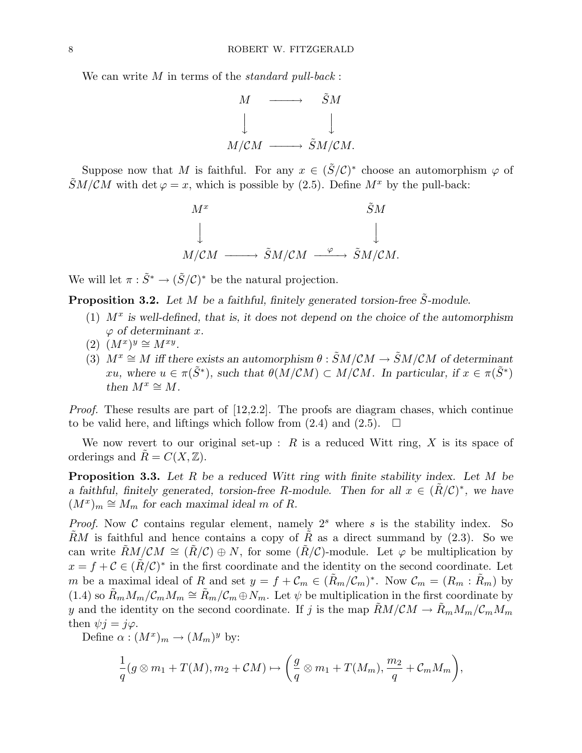We can write $M$ in terms of the *standard pull-back* :

$$
\begin{array}{ccc}
M & \longrightarrow & \tilde{S}M \\
\big\downarrow & & \big\downarrow \\
M/\mathcal{C}M & \longrightarrow & \tilde{S}M/\mathcal{C}M.
\end{array}
$$

Suppose now that $M$ is faithful. For any $x \in (\tilde{S}/\mathcal{C})^*$ choose an automorphism $\varphi$ of $\tilde{S}M/\mathcal{C}M$ with $\det \varphi = x$, which is possible by (2.5). Define $M^x$ by the pull-back:

$$
\begin{array}{ccccc}
M^x & & & & \tilde{S}M \\
\big\downarrow & & & & \big\downarrow \\
M/\mathcal{C}M & \longrightarrow & \tilde{S}M/\mathcal{C}M & \xrightarrow{\ \varphi\ } & \tilde{S}M/\mathcal{C}M.
\end{array}
$$

We will let $\pi : \tilde{S}^* \to (\tilde{S}/\mathcal{C})^*$ be the natural projection.

**Proposition 3.2.** *Let $M$ be a faithful, finitely generated torsion-free $\tilde{S}$-module.*

1. *$M^x$ is well-defined, that is, it does not depend on the choice of the automorphism $\varphi$ of determinant $x$.*
2. *$(M^x)^y \cong M^{xy}$.*
3. *$M^x \cong M$ iff there exists an automorphism $\theta : \tilde{S}M/\mathcal{C}M \to \tilde{S}M/\mathcal{C}M$ of determinant $xu$, where $u \in \pi(\tilde{S}^*)$, such that $\theta(M/\mathcal{C}M) \subset M/\mathcal{C}M$. In particular, if $x \in \pi(\tilde{S}^*)$ then $M^x \cong M$.*

*Proof.* These results are part of [12,2.2]. The proofs are diagram chases, which continue to be valid here, and liftings which follow from (2.4) and (2.5). $\square$

We now revert to our original set-up : $R$ is a reduced Witt ring, $X$ is its space of orderings and $\tilde{R} = C(X, \mathbb{Z})$.

**Proposition 3.3.** *Let $R$ be a reduced Witt ring with finite stability index. Let $M$ be a faithful, finitely generated, torsion-free $R$-module. Then for all $x \in (\tilde{R}/\mathcal{C})^*$, we have $(M^x)_m \cong M_m$ for each maximal ideal $m$ of $R$.*

*Proof.* Now $\mathcal{C}$ contains regular element, namely $2^s$ where $s$ is the stability index. So $\tilde{R}M$ is faithful and hence contains a copy of $\tilde{R}$ as a direct summand by (2.3). So we can write $\tilde{R}M/\mathcal{C}M \cong (\tilde{R}/\mathcal{C}) \oplus N$, for some $(\tilde{R}/\mathcal{C})$-module. Let $\varphi$ be multiplication by $x = f + \mathcal{C} \in (\tilde{R}/\mathcal{C})^*$ in the first coordinate and the identity on the second coordinate. Let $m$ be a maximal ideal of $R$ and set $y = f + \mathcal{C}_m \in (\tilde{R}_m/\mathcal{C}_m)^*$. Now $\mathcal{C}_m = (R_m : \tilde{R}_m)$ by (1.4) so $\tilde{R}_m M_m/\mathcal{C}_m M_m \cong \tilde{R}_m/\mathcal{C}_m \oplus N_m$. Let $\psi$ be multiplication in the first coordinate by $y$ and the identity on the second coordinate. If $j$ is the map $\tilde{R}M/\mathcal{C}M \to \tilde{R}_m M_m/\mathcal{C}_m M_m$ then $\psi j = j\varphi$.

Define $\alpha : (M^x)_m \to (M_m)^y$ by:

$$
\frac{1}{q}(g \otimes m_1 + T(M), m_2 + \mathcal{C}M) \mapsto \left(\frac{g}{q} \otimes m_1 + T(M_m), \frac{m_2}{q} + \mathcal{C}_m M_m\right),
$$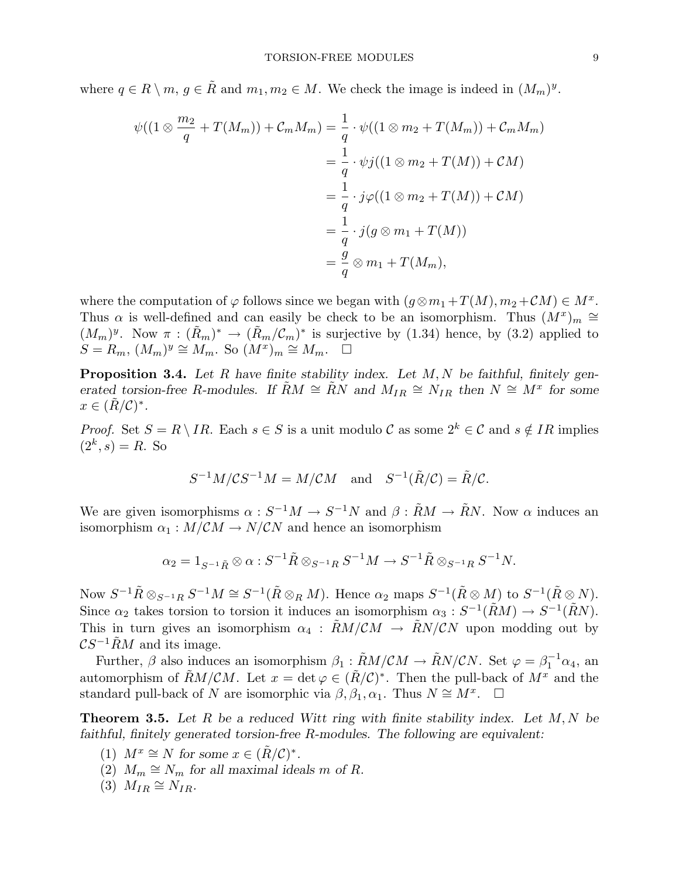where $q \in R \setminus m$, $g \in \tilde{R}$ and $m_1, m_2 \in M$. We check the image is indeed in $(M_m)^y$.

$$
\begin{aligned}
\psi((1 \otimes \frac{m_2}{q} + T(M_m)) + \mathcal{C}_m M_m) &= \frac{1}{q} \cdot \psi((1 \otimes m_2 + T(M_m)) + \mathcal{C}_m M_m) \\
&= \frac{1}{q} \cdot \psi j((1 \otimes m_2 + T(M)) + \mathcal{C} M) \\
&= \frac{1}{q} \cdot j\varphi((1 \otimes m_2 + T(M)) + \mathcal{C} M) \\
&= \frac{1}{q} \cdot j(g \otimes m_1 + T(M)) \\
&= \frac{g}{q} \otimes m_1 + T(M_m),
\end{aligned}
$$

where the computation of $\varphi$ follows since we began with $(g \otimes m_1 + T(M), m_2 + \mathcal{C}M) \in M^x$. Thus $\alpha$ is well-defined and can easily be check to be an isomorphism. Thus $(M^x)_m \cong (M_m)^y$. Now $\pi : (\tilde{R}_m)^* \to (\tilde{R}_m/\mathcal{C}_m)^*$ is surjective by (1.34) hence, by (3.2) applied to $S = R_m$, $(M_m)^y \cong M_m$. So $(M^x)_m \cong M_m$. $\square$

**Proposition 3.4.** *Let $R$ have finite stability index. Let $M, N$ be faithful, finitely generated torsion-free $R$-modules. If $\tilde{R}M \cong \tilde{R}N$ and $M_{IR} \cong N_{IR}$ then $N \cong M^x$ for some $x \in (\tilde{R}/\mathcal{C})^*$.*

*Proof.* Set $S = R \setminus IR$. Each $s \in S$ is a unit modulo $\mathcal{C}$ as some $2^k \in \mathcal{C}$ and $s \notin IR$ implies $(2^k, s) = R$. So

$$S^{-1}M/\mathcal{C}S^{-1}M = M/\mathcal{C}M \quad \text{and} \quad S^{-1}(\tilde{R}/\mathcal{C}) = \tilde{R}/\mathcal{C}.$$

We are given isomorphisms $\alpha : S^{-1}M \to S^{-1}N$ and $\beta : \tilde{R}M \to \tilde{R}N$. Now $\alpha$ induces an isomorphism $\alpha_1 : M/\mathcal{C}M \to N/\mathcal{C}N$ and hence an isomorphism

$$\alpha_2 = 1_{S^{-1}\tilde{R}} \otimes \alpha : S^{-1}\tilde{R} \otimes_{S^{-1}R} S^{-1}M \to S^{-1}\tilde{R} \otimes_{S^{-1}R} S^{-1}N.$$

Now $S^{-1}\tilde{R} \otimes_{S^{-1}R} S^{-1}M \cong S^{-1}(\tilde{R} \otimes_R M)$. Hence $\alpha_2$ maps $S^{-1}(\tilde{R} \otimes M)$ to $S^{-1}(\tilde{R} \otimes N)$. Since $\alpha_2$ takes torsion to torsion it induces an isomorphism $\alpha_3 : S^{-1}(\tilde{R}M) \to S^{-1}(\tilde{R}N)$. This in turn gives an isomorphism $\alpha_4 : \tilde{R}M/\mathcal{C}M \to \tilde{R}N/\mathcal{C}N$ upon modding out by $\mathcal{C}S^{-1}\tilde{R}M$ and its image.

Further, $\beta$ also induces an isomorphism $\beta_1 : \tilde{R}M/\mathcal{C}M \to \tilde{R}N/\mathcal{C}N$. Set $\varphi = \beta_1^{-1}\alpha_4$, an automorphism of $\tilde{R}M/\mathcal{C}M$. Let $x = \det \varphi \in (\tilde{R}/\mathcal{C})^*$. Then the pull-back of $M^x$ and the standard pull-back of $N$ are isomorphic via $\beta, \beta_1, \alpha_1$. Thus $N \cong M^x$. $\square$

**Theorem 3.5.** *Let $R$ be a reduced Witt ring with finite stability index. Let $M, N$ be faithful, finitely generated torsion-free $R$-modules. The following are equivalent:*

1. *$M^x \cong N$ for some $x \in (\tilde{R}/\mathcal{C})^*$.*
2. *$M_m \cong N_m$ for all maximal ideals $m$ of $R$.*
3. *$M_{IR} \cong N_{IR}$.*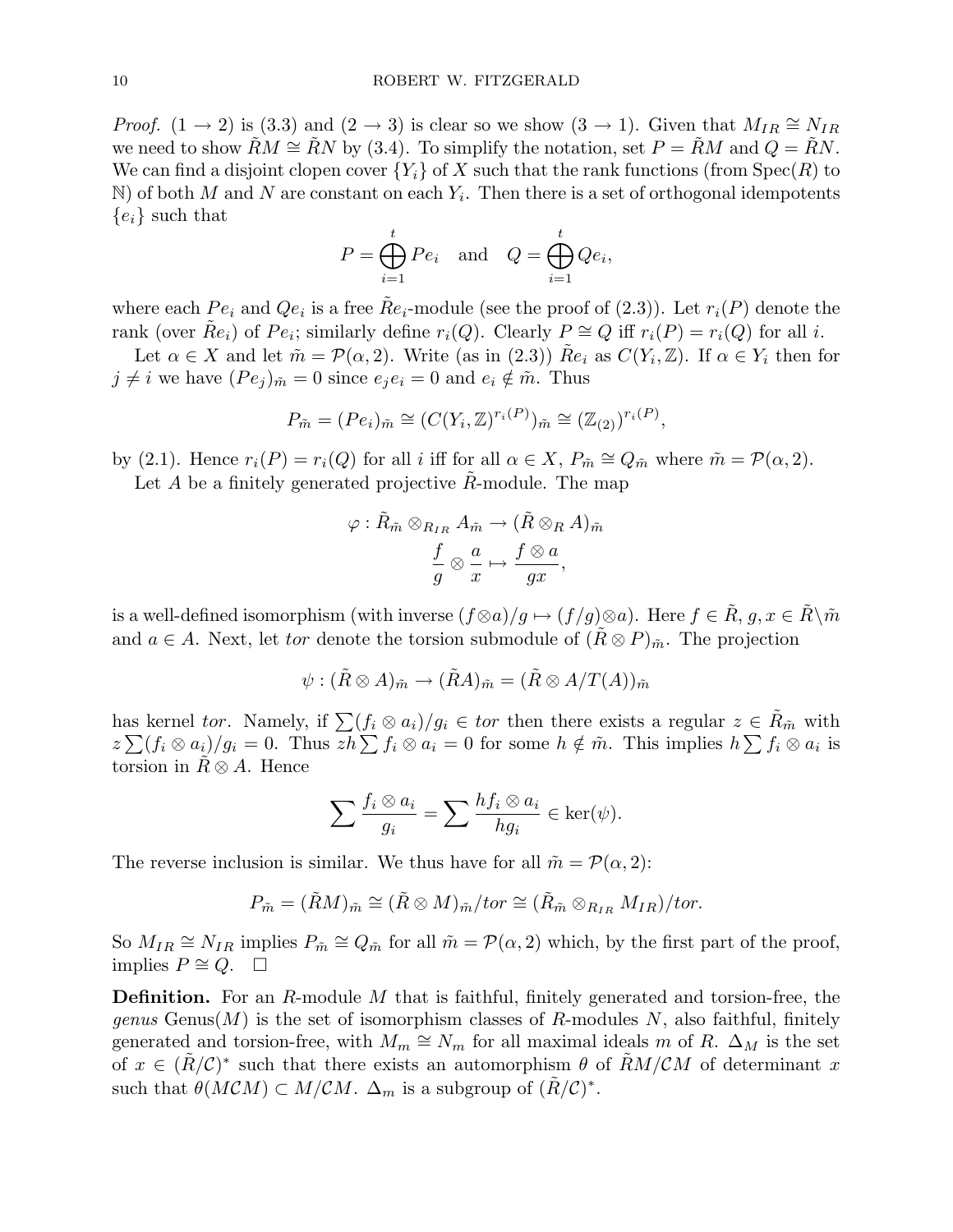*Proof.* $(1 \to 2)$ is (3.3) and $(2 \to 3)$ is clear so we show $(3 \to 1)$. Given that $M_{IR} \cong N_{IR}$ we need to show $\tilde{R}M \cong \tilde{R}N$ by (3.4). To simplify the notation, set $P = \tilde{R}M$ and $Q = \tilde{R}N$. We can find a disjoint clopen cover $\{Y_i\}$ of $X$ such that the rank functions (from $\mathrm{Spec}(R)$ to $\mathbb{N}$) of both $M$ and $N$ are constant on each $Y_i$. Then there is a set of orthogonal idempotents $\{e_i\}$ such that

$$P = \bigoplus_{i=1}^{t} Pe_i \quad \text{and} \quad Q = \bigoplus_{i=1}^{t} Qe_i,$$

where each $Pe_i$ and $Qe_i$ is a free $\tilde{R}e_i$-module (see the proof of (2.3)). Let $r_i(P)$ denote the rank (over $\tilde{R}e_i$) of $Pe_i$; similarly define $r_i(Q)$. Clearly $P \cong Q$ iff $r_i(P) = r_i(Q)$ for all $i$.

Let $\alpha \in X$ and let $\tilde{m} = \mathcal{P}(\alpha, 2)$. Write (as in (2.3)) $\tilde{R}e_i$ as $C(Y_i, \mathbb{Z})$. If $\alpha \in Y_i$ then for $j \neq i$ we have $(Pe_j)_{\tilde{m}} = 0$ since $e_j e_i = 0$ and $e_i \notin \tilde{m}$. Thus

$$P_{\tilde{m}} = (Pe_i)_{\tilde{m}} \cong (C(Y_i, \mathbb{Z})^{r_i(P)})_{\tilde{m}} \cong (\mathbb{Z}_{(2)})^{r_i(P)},$$

by (2.1). Hence $r_i(P) = r_i(Q)$ for all $i$ iff for all $\alpha \in X$, $P_{\tilde{m}} \cong Q_{\tilde{m}}$ where $\tilde{m} = \mathcal{P}(\alpha, 2)$.

Let $A$ be a finitely generated projective $\tilde{R}$-module. The map

$$\varphi : \tilde{R}_{\tilde{m}} \otimes_{R_{IR}} A_{\tilde{m}} \to (\tilde{R} \otimes_R A)_{\tilde{m}}$$
$$\frac{f}{g} \otimes \frac{a}{x} \mapsto \frac{f \otimes a}{gx},$$

is a well-defined isomorphism (with inverse $(f \otimes a)/g \mapsto (f/g) \otimes a$). Here $f \in \tilde{R}$, $g, x \in \tilde{R} \backslash \tilde{m}$ and $a \in A$. Next, let *tor* denote the torsion submodule of $(\tilde{R} \otimes P)_{\tilde{m}}$. The projection

$$\psi : (\tilde{R} \otimes A)_{\tilde{m}} \to (\tilde{R}A)_{\tilde{m}} = (\tilde{R} \otimes A/T(A))_{\tilde{m}}$$

has kernel *tor*. Namely, if $\sum (f_i \otimes a_i)/g_i \in tor$ then there exists a regular $z \in \tilde{R}_{\tilde{m}}$ with $z \sum (f_i \otimes a_i)/g_i = 0$. Thus $zh \sum f_i \otimes a_i = 0$ for some $h \notin \tilde{m}$. This implies $h \sum f_i \otimes a_i$ is torsion in $\tilde{R} \otimes A$. Hence

$$\sum \frac{f_i \otimes a_i}{g_i} = \sum \frac{hf_i \otimes a_i}{hg_i} \in \ker(\psi).$$

The reverse inclusion is similar. We thus have for all $\tilde{m} = \mathcal{P}(\alpha, 2)$:

$$P_{\tilde{m}} = (\tilde{R}M)_{\tilde{m}} \cong (\tilde{R} \otimes M)_{\tilde{m}}/tor \cong (\tilde{R}_{\tilde{m}} \otimes_{R_{IR}} M_{IR})/tor.$$

So $M_{IR} \cong N_{IR}$ implies $P_{\tilde{m}} \cong Q_{\tilde{m}}$ for all $\tilde{m} = \mathcal{P}(\alpha, 2)$ which, by the first part of the proof, implies $P \cong Q$. $\square$

**Definition.** For an $R$-module $M$ that is faithful, finitely generated and torsion-free, the *genus* $\mathrm{Genus}(M)$ is the set of isomorphism classes of $R$-modules $N$, also faithful, finitely generated and torsion-free, with $M_m \cong N_m$ for all maximal ideals $m$ of $R$. $\Delta_M$ is the set of $x \in (\tilde{R}/\mathcal{C})^*$ such that there exists an automorphism $\theta$ of $\tilde{R}M/\mathcal{C}M$ of determinant $x$ such that $\theta(M\mathcal{C}M) \subset M/\mathcal{C}M$. $\Delta_m$ is a subgroup of $(\tilde{R}/\mathcal{C})^*$.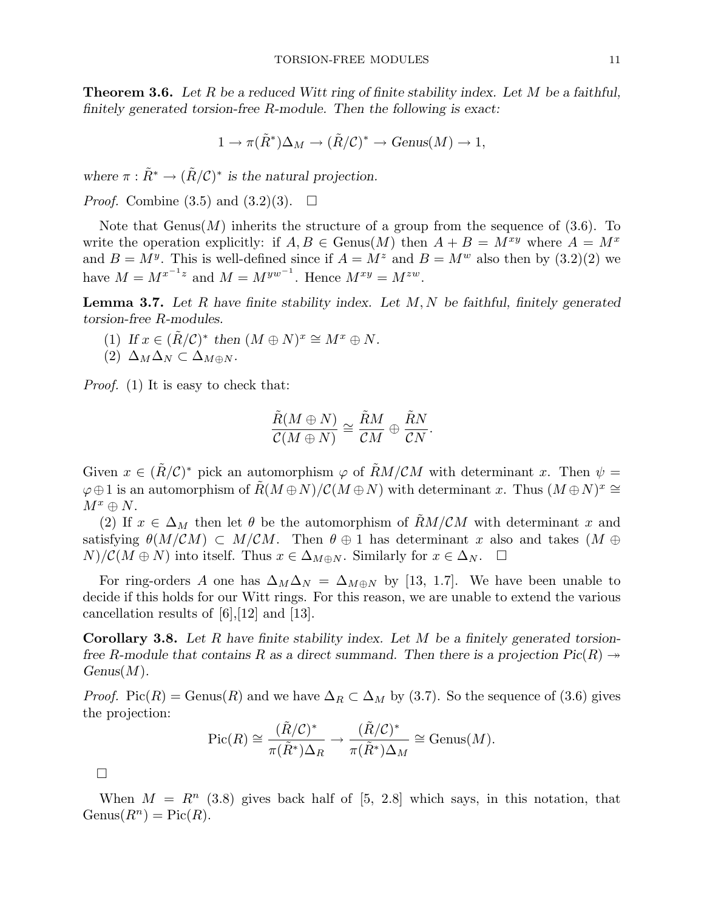**Theorem 3.6.** *Let $R$ be a reduced Witt ring of finite stability index. Let $M$ be a faithful, finitely generated torsion-free $R$-module. Then the following is exact:*

$$1 \to \pi(\tilde{R}^*)\Delta_M \to (\tilde{R}/\mathcal{C})^* \to \mathit{Genus}(M) \to 1,$$

*where $\pi : \tilde{R}^* \to (\tilde{R}/\mathcal{C})^*$ is the natural projection.*

*Proof.* Combine (3.5) and (3.2)(3). $\square$

Note that $\mathrm{Genus}(M)$ inherits the structure of a group from the sequence of (3.6). To write the operation explicitly: if $A, B \in \mathrm{Genus}(M)$ then $A + B = M^{xy}$ where $A = M^x$ and $B = M^y$. This is well-defined since if $A = M^z$ and $B = M^w$ also then by (3.2)(2) we have $M = M^{x^{-1}z}$ and $M = M^{yw^{-1}}$. Hence $M^{xy} = M^{zw}$.

**Lemma 3.7.** *Let $R$ have finite stability index. Let $M, N$ be faithful, finitely generated torsion-free $R$-modules.*

1. *If $x \in (\tilde{R}/\mathcal{C})^*$ then $(M \oplus N)^x \cong M^x \oplus N$.*
2. *$\Delta_M \Delta_N \subset \Delta_{M \oplus N}$.*

*Proof.* (1) It is easy to check that:

$$\frac{\tilde{R}(M \oplus N)}{\mathcal{C}(M \oplus N)} \cong \frac{\tilde{R}M}{\mathcal{C}M} \oplus \frac{\tilde{R}N}{\mathcal{C}N}.$$

Given $x \in (\tilde{R}/\mathcal{C})^*$ pick an automorphism $\varphi$ of $\tilde{R}M/\mathcal{C}M$ with determinant $x$. Then $\psi = \varphi \oplus 1$ is an automorphism of $\tilde{R}(M \oplus N)/\mathcal{C}(M \oplus N)$ with determinant $x$. Thus $(M \oplus N)^x \cong M^x \oplus N$.

(2) If $x \in \Delta_M$ then let $\theta$ be the automorphism of $\tilde{R}M/\mathcal{C}M$ with determinant $x$ and satisfying $\theta(M/\mathcal{C}M) \subset M/\mathcal{C}M$. Then $\theta \oplus 1$ has determinant $x$ also and takes $(M \oplus N)/\mathcal{C}(M \oplus N)$ into itself. Thus $x \in \Delta_{M \oplus N}$. Similarly for $x \in \Delta_N$. $\square$

For ring-orders $A$ one has $\Delta_M \Delta_N = \Delta_{M \oplus N}$ by [13, 1.7]. We have been unable to decide if this holds for our Witt rings. For this reason, we are unable to extend the various cancellation results of [6],[12] and [13].

**Corollary 3.8.** *Let $R$ have finite stability index. Let $M$ be a finitely generated torsion-free $R$-module that contains $R$ as a direct summand. Then there is a projection $\mathit{Pic}(R) \twoheadrightarrow \mathit{Genus}(M)$.*

*Proof.* $\mathrm{Pic}(R) = \mathrm{Genus}(R)$ and we have $\Delta_R \subset \Delta_M$ by (3.7). So the sequence of (3.6) gives the projection:

$$\mathrm{Pic}(R) \cong \frac{(\tilde{R}/\mathcal{C})^*}{\pi(\tilde{R}^*)\Delta_R} \to \frac{(\tilde{R}/\mathcal{C})^*}{\pi(\tilde{R}^*)\Delta_M} \cong \mathrm{Genus}(M).$$

$\square$

When $M = R^n$ (3.8) gives back half of [5, 2.8] which says, in this notation, that $\mathrm{Genus}(R^n) = \mathrm{Pic}(R)$.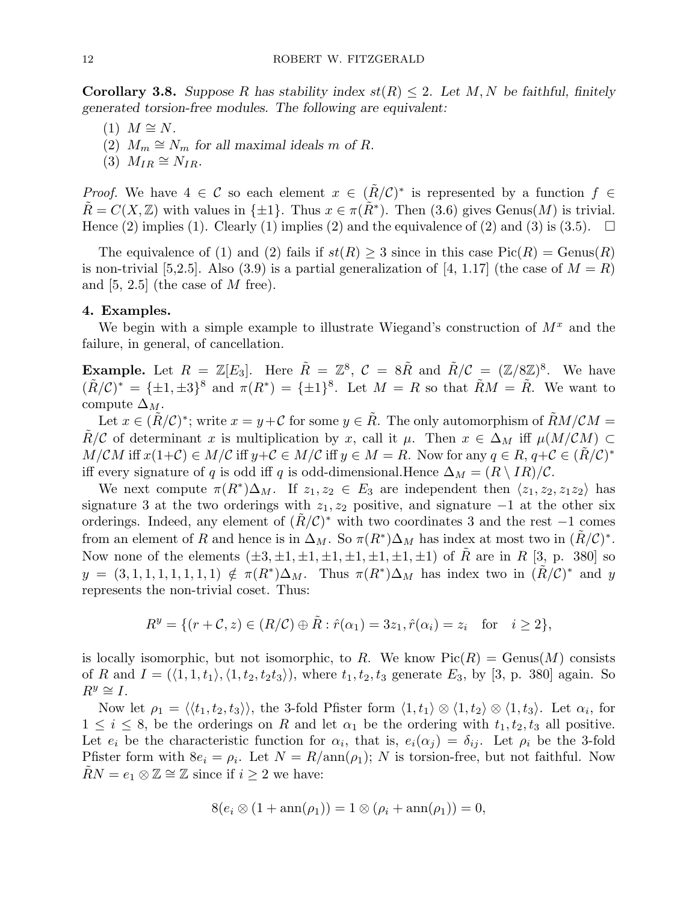**Corollary 3.8.** *Suppose $R$ has stability index $st(R) \leq 2$. Let $M, N$ be faithful, finitely generated torsion-free modules. The following are equivalent:*

1. $M \cong N$.
2. $M_m \cong N_m$ *for all maximal ideals $m$ of $R$.*
3. $M_{IR} \cong N_{IR}$.

*Proof.* We have $4 \in \mathcal{C}$ so each element $x \in (\tilde{R}/\mathcal{C})^*$ is represented by a function $f \in \tilde{R} = C(X, \mathbb{Z})$ with values in $\{\pm 1\}$. Thus $x \in \pi(\tilde{R}^*)$. Then (3.6) gives Genus$(M)$ is trivial. Hence (2) implies (1). Clearly (1) implies (2) and the equivalence of (2) and (3) is (3.5). $\square$

The equivalence of (1) and (2) fails if $st(R) \geq 3$ since in this case $\text{Pic}(R) = \text{Genus}(R)$ is non-trivial [5,2.5]. Also (3.9) is a partial generalization of [4, 1.17] (the case of $M = R$) and [5, 2.5] (the case of $M$ free).

**4. Examples.**

We begin with a simple example to illustrate Wiegand's construction of $M^x$ and the failure, in general, of cancellation.

**Example.** Let $R = \mathbb{Z}[E_3]$. Here $\tilde{R} = \mathbb{Z}^8$, $\mathcal{C} = 8\tilde{R}$ and $\tilde{R}/\mathcal{C} = (\mathbb{Z}/8\mathbb{Z})^8$. We have $(\tilde{R}/\mathcal{C})^* = \{\pm 1, \pm 3\}^8$ and $\pi(R^*) = \{\pm 1\}^8$. Let $M = R$ so that $\tilde{R}M = \tilde{R}$. We want to compute $\Delta_M$.

Let $x \in (\tilde{R}/\mathcal{C})^*$; write $x = y + \mathcal{C}$ for some $y \in \tilde{R}$. The only automorphism of $\tilde{R}M/\mathcal{C}M = \tilde{R}/\mathcal{C}$ of determinant $x$ is multiplication by $x$, call it $\mu$. Then $x \in \Delta_M$ iff $\mu(M/\mathcal{C}M) \subset M/\mathcal{C}M$ iff $x(1+\mathcal{C}) \in M/\mathcal{C}$ iff $y + \mathcal{C} \in M/\mathcal{C}$ iff $y \in M = R$. Now for any $q \in R$, $q + \mathcal{C} \in (\tilde{R}/\mathcal{C})^*$ iff every signature of $q$ is odd iff $q$ is odd-dimensional.Hence $\Delta_M = (R \setminus IR)/\mathcal{C}$.

We next compute $\pi(R^*)\Delta_M$. If $z_1, z_2 \in E_3$ are independent then $\langle z_1, z_2, z_1 z_2 \rangle$ has signature 3 at the two orderings with $z_1, z_2$ positive, and signature $-1$ at the other six orderings. Indeed, any element of $(\tilde{R}/\mathcal{C})^*$ with two coordinates 3 and the rest $-1$ comes from an element of $R$ and hence is in $\Delta_M$. So $\pi(R^*)\Delta_M$ has index at most two in $(\tilde{R}/\mathcal{C})^*$. Now none of the elements $(\pm 3, \pm 1, \pm 1, \pm 1, \pm 1, \pm 1, \pm 1, \pm 1)$ of $\tilde{R}$ are in $R$ [3, p. 380] so $y = (3, 1, 1, 1, 1, 1, 1, 1) \notin \pi(R^*)\Delta_M$. Thus $\pi(R^*)\Delta_M$ has index two in $(\tilde{R}/\mathcal{C})^*$ and $y$ represents the non-trivial coset. Thus:

$$R^y = \{(r + \mathcal{C}, z) \in (R/\mathcal{C}) \oplus \tilde{R} : \hat{r}(\alpha_1) = 3z_1, \hat{r}(\alpha_i) = z_i \quad \text{for} \quad i \geq 2\},$$

is locally isomorphic, but not isomorphic, to $R$. We know $\text{Pic}(R) = \text{Genus}(M)$ consists of $R$ and $I = (\langle 1, 1, t_1 \rangle, \langle 1, t_2, t_2 t_3 \rangle)$, where $t_1, t_2, t_3$ generate $E_3$, by [3, p. 380] again. So $R^y \cong I$.

Now let $\rho_1 = \langle\langle t_1, t_2, t_3 \rangle\rangle$, the 3-fold Pfister form $\langle 1, t_1 \rangle \otimes \langle 1, t_2 \rangle \otimes \langle 1, t_3 \rangle$. Let $\alpha_i$, for $1 \leq i \leq 8$, be the orderings on $R$ and let $\alpha_1$ be the ordering with $t_1, t_2, t_3$ all positive. Let $e_i$ be the characteristic function for $\alpha_i$, that is, $e_i(\alpha_j) = \delta_{ij}$. Let $\rho_i$ be the 3-fold Pfister form with $8e_i = \rho_i$. Let $N = R/\text{ann}(\rho_1)$; $N$ is torsion-free, but not faithful. Now $\tilde{R}N = e_1 \otimes \mathbb{Z} \cong \mathbb{Z}$ since if $i \geq 2$ we have:

$$8(e_i \otimes (1 + \text{ann}(\rho_1))) = 1 \otimes (\rho_i + \text{ann}(\rho_1)) = 0,$$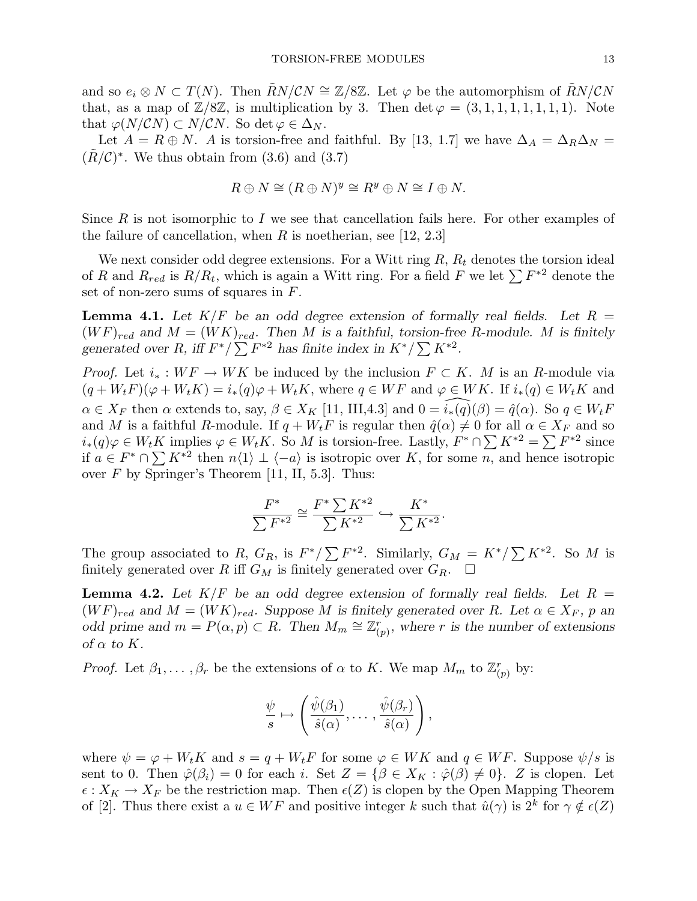and so $e_i \otimes N \subset T(N)$. Then $\tilde{R}N/\mathcal{C}N \cong \mathbb{Z}/8\mathbb{Z}$. Let $\varphi$ be the automorphism of $\tilde{R}N/\mathcal{C}N$ that, as a map of $\mathbb{Z}/8\mathbb{Z}$, is multiplication by 3. Then $\det \varphi = (3, 1, 1, 1, 1, 1, 1, 1)$. Note that $\varphi(N/\mathcal{C}N) \subset N/\mathcal{C}N$. So $\det \varphi \in \Delta_N$.

Let $A = R \oplus N$. $A$ is torsion-free and faithful. By [13, 1.7] we have $\Delta_A = \Delta_R \Delta_N = (\tilde{R}/\mathcal{C})^*$. We thus obtain from (3.6) and (3.7)

$$R \oplus N \cong (R \oplus N)^y \cong R^y \oplus N \cong I \oplus N.$$

Since $R$ is not isomorphic to $I$ we see that cancellation fails here. For other examples of the failure of cancellation, when $R$ is noetherian, see [12, 2.3]

We next consider odd degree extensions. For a Witt ring $R$, $R_t$ denotes the torsion ideal of $R$ and $R_{red}$ is $R/R_t$, which is again a Witt ring. For a field $F$ we let $\sum F^{*2}$ denote the set of non-zero sums of squares in $F$.

**Lemma 4.1.** *Let $K/F$ be an odd degree extension of formally real fields. Let $R = (WF)_{red}$ and $M = (WK)_{red}$. Then $M$ is a faithful, torsion-free $R$-module. $M$ is finitely generated over $R$, iff $F^*/\sum F^{*2}$ has finite index in $K^*/\sum K^{*2}$.*

*Proof.* Let $i_* : WF \to WK$ be induced by the inclusion $F \subset K$. $M$ is an $R$-module via $(q + W_tF)(\varphi + W_tK) = i_*(q)\varphi + W_tK$, where $q \in WF$ and $\varphi \in WK$. If $i_*(q) \in W_tK$ and $\alpha \in X_F$ then $\alpha$ extends to, say, $\beta \in X_K$ [11, III,4.3] and $0 = \widehat{i_*(q)}(\beta) = \hat{q}(\alpha)$. So $q \in W_tF$ and $M$ is a faithful $R$-module. If $q + W_tF$ is regular then $\hat{q}(\alpha) \neq 0$ for all $\alpha \in X_F$ and so $i_*(q)\varphi \in W_tK$ implies $\varphi \in W_tK$. So $M$ is torsion-free. Lastly, $F^* \cap \sum K^{*2} = \sum F^{*2}$ since if $a \in F^* \cap \sum K^{*2}$ then $n\langle 1 \rangle \perp \langle -a \rangle$ is isotropic over $K$, for some $n$, and hence isotropic over $F$ by Springer's Theorem [11, II, 5.3]. Thus:

$$\frac{F^*}{\sum F^{*2}} \cong \frac{F^* \sum K^{*2}}{\sum K^{*2}} \hookrightarrow \frac{K^*}{\sum K^{*2}}.$$

The group associated to $R$, $G_R$, is $F^*/\sum F^{*2}$. Similarly, $G_M = K^*/\sum K^{*2}$. So $M$ is finitely generated over $R$ iff $G_M$ is finitely generated over $G_R$. $\square$

**Lemma 4.2.** *Let $K/F$ be an odd degree extension of formally real fields. Let $R = (WF)_{red}$ and $M = (WK)_{red}$. Suppose $M$ is finitely generated over $R$. Let $\alpha \in X_F$, $p$ an odd prime and $m = P(\alpha, p) \subset R$. Then $M_m \cong \mathbb{Z}_{(p)}^r$, where $r$ is the number of extensions of $\alpha$ to $K$.*

*Proof.* Let $\beta_1, \dots, \beta_r$ be the extensions of $\alpha$ to $K$. We map $M_m$ to $\mathbb{Z}_{(p)}^r$ by:

$$\frac{\psi}{s} \mapsto \left( \frac{\hat{\psi}(\beta_1)}{\hat{s}(\alpha)}, \dots, \frac{\hat{\psi}(\beta_r)}{\hat{s}(\alpha)} \right),$$

where $\psi = \varphi + W_tK$ and $s = q + W_tF$ for some $\varphi \in WK$ and $q \in WF$. Suppose $\psi/s$ is sent to 0. Then $\hat{\varphi}(\beta_i) = 0$ for each $i$. Set $Z = \{\beta \in X_K : \hat{\varphi}(\beta) \neq 0\}$. $Z$ is clopen. Let $\epsilon : X_K \to X_F$ be the restriction map. Then $\epsilon(Z)$ is clopen by the Open Mapping Theorem of [2]. Thus there exist a $u \in WF$ and positive integer $k$ such that $\hat{u}(\gamma)$ is $2^k$ for $\gamma \notin \epsilon(Z)$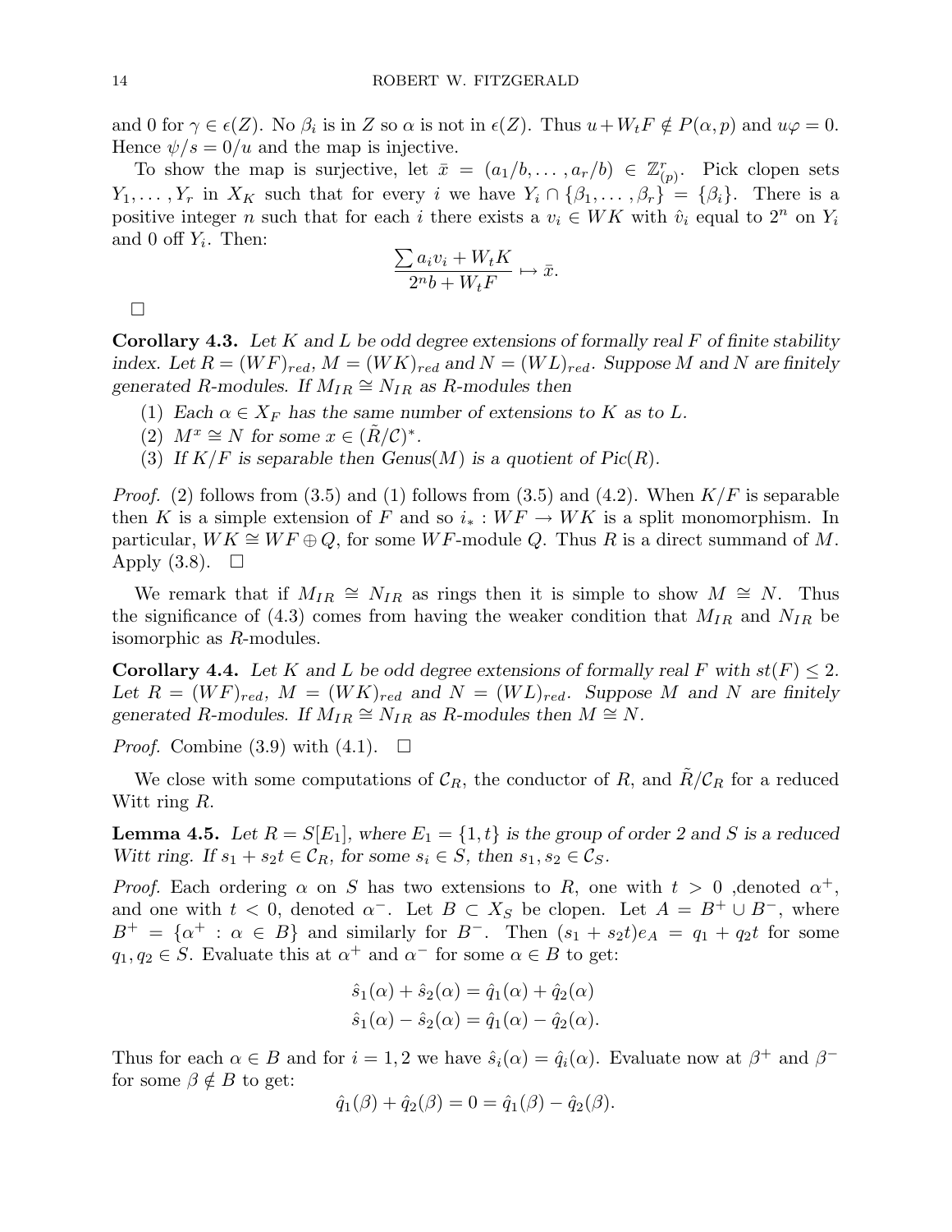and 0 for $\gamma \in \epsilon(Z)$. No $\beta_i$ is in $Z$ so $\alpha$ is not in $\epsilon(Z)$. Thus $u + W_t F \notin P(\alpha, p)$ and $u\varphi = 0$. Hence $\psi/s = 0/u$ and the map is injective.

To show the map is surjective, let $\bar{x} = (a_1/b, \dots, a_r/b) \in \mathbb{Z}_{(p)}^r$. Pick clopen sets $Y_1, \dots, Y_r$ in $X_K$ such that for every $i$ we have $Y_i \cap \{\beta_1, \dots, \beta_r\} = \{\beta_i\}$. There is a positive integer $n$ such that for each $i$ there exists a $v_i \in WK$ with $\hat{v}_i$ equal to $2^n$ on $Y_i$ and 0 off $Y_i$. Then:

$$\frac{\sum a_i v_i + W_t K}{2^n b + W_t F} \mapsto \bar{x}.$$

□

**Corollary 4.3.** *Let $K$ and $L$ be odd degree extensions of formally real $F$ of finite stability index. Let $R = (WF)_{red}$, $M = (WK)_{red}$ and $N = (WL)_{red}$. Suppose $M$ and $N$ are finitely generated $R$-modules. If $M_{IR} \cong N_{IR}$ as $R$-modules then*

1. *Each $\alpha \in X_F$ has the same number of extensions to $K$ as to $L$.*
2. *$M^x \cong N$ for some $x \in (\tilde{R}/\mathcal{C})^*$.*
3. *If $K/F$ is separable then Genus$(M)$ is a quotient of Pic$(R)$.*

*Proof.* (2) follows from (3.5) and (1) follows from (3.5) and (4.2). When $K/F$ is separable then $K$ is a simple extension of $F$ and so $i_* : WF \to WK$ is a split monomorphism. In particular, $WK \cong WF \oplus Q$, for some $WF$-module $Q$. Thus $R$ is a direct summand of $M$. Apply (3.8). □

We remark that if $M_{IR} \cong N_{IR}$ as rings then it is simple to show $M \cong N$. Thus the significance of (4.3) comes from having the weaker condition that $M_{IR}$ and $N_{IR}$ be isomorphic as $R$-modules.

**Corollary 4.4.** *Let $K$ and $L$ be odd degree extensions of formally real $F$ with $st(F) \le 2$. Let $R = (WF)_{red}$, $M = (WK)_{red}$ and $N = (WL)_{red}$. Suppose $M$ and $N$ are finitely generated $R$-modules. If $M_{IR} \cong N_{IR}$ as $R$-modules then $M \cong N$.*

*Proof.* Combine (3.9) with (4.1). □

We close with some computations of $\mathcal{C}_R$, the conductor of $R$, and $\tilde{R}/\mathcal{C}_R$ for a reduced Witt ring $R$.

**Lemma 4.5.** *Let $R = S[E_1]$, where $E_1 = \{1, t\}$ is the group of order 2 and $S$ is a reduced Witt ring. If $s_1 + s_2 t \in \mathcal{C}_R$, for some $s_i \in S$, then $s_1, s_2 \in \mathcal{C}_S$.*

*Proof.* Each ordering $\alpha$ on $S$ has two extensions to $R$, one with $t > 0$ ,denoted $\alpha^+$, and one with $t < 0$, denoted $\alpha^-$. Let $B \subset X_S$ be clopen. Let $A = B^+ \cup B^-$, where $B^+ = \{\alpha^+ : \alpha \in B\}$ and similarly for $B^-$. Then $(s_1 + s_2 t)e_A = q_1 + q_2 t$ for some $q_1, q_2 \in S$. Evaluate this at $\alpha^+$ and $\alpha^-$ for some $\alpha \in B$ to get:

$$\hat{s}_1(\alpha) + \hat{s}_2(\alpha) = \hat{q}_1(\alpha) + \hat{q}_2(\alpha)$$
$$\hat{s}_1(\alpha) - \hat{s}_2(\alpha) = \hat{q}_1(\alpha) - \hat{q}_2(\alpha).$$

Thus for each $\alpha \in B$ and for $i = 1, 2$ we have $\hat{s}_i(\alpha) = \hat{q}_i(\alpha)$. Evaluate now at $\beta^+$ and $\beta^-$ for some $\beta \notin B$ to get:

$$\hat{q}_1(\beta) + \hat{q}_2(\beta) = 0 = \hat{q}_1(\beta) - \hat{q}_2(\beta).$$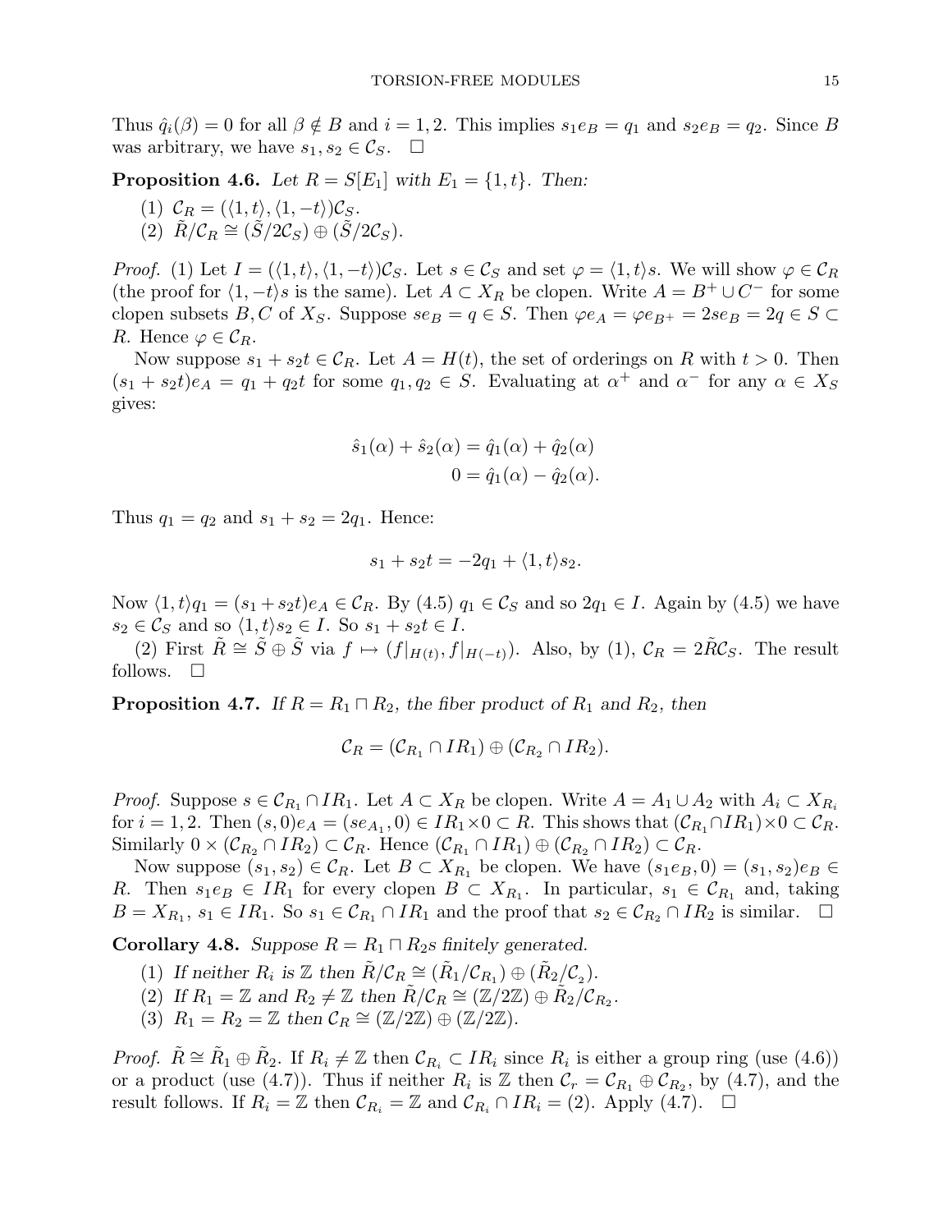Thus $\hat{q}_i(\beta) = 0$ for all $\beta \notin B$ and $i = 1, 2$. This implies $s_1 e_B = q_1$ and $s_2 e_B = q_2$. Since $B$ was arbitrary, we have $s_1, s_2 \in \mathcal{C}_S$. $\square$

**Proposition 4.6.** *Let $R = S[E_1]$ with $E_1 = \{1, t\}$. Then:*

1. $\mathcal{C}_R = (\langle 1, t\rangle, \langle 1, -t\rangle)\mathcal{C}_S$.
2. $\tilde{R}/\mathcal{C}_R \cong (\tilde{S}/2\mathcal{C}_S) \oplus (\tilde{S}/2\mathcal{C}_S)$.

*Proof.* (1) Let $I = (\langle 1, t\rangle, \langle 1, -t\rangle)\mathcal{C}_S$. Let $s \in \mathcal{C}_S$ and set $\varphi = \langle 1, t\rangle s$. We will show $\varphi \in \mathcal{C}_R$ (the proof for $\langle 1, -t\rangle s$ is the same). Let $A \subset X_R$ be clopen. Write $A = B^+ \cup C^-$ for some clopen subsets $B, C$ of $X_S$. Suppose $se_B = q \in S$. Then $\varphi e_A = \varphi e_{B^+} = 2se_B = 2q \in S \subset R$. Hence $\varphi \in \mathcal{C}_R$.

Now suppose $s_1 + s_2 t \in \mathcal{C}_R$. Let $A = H(t)$, the set of orderings on $R$ with $t > 0$. Then $(s_1 + s_2 t)e_A = q_1 + q_2 t$ for some $q_1, q_2 \in S$. Evaluating at $\alpha^+$ and $\alpha^-$ for any $\alpha \in X_S$ gives:

$$\hat{s}_1(\alpha) + \hat{s}_2(\alpha) = \hat{q}_1(\alpha) + \hat{q}_2(\alpha)$$
$$0 = \hat{q}_1(\alpha) - \hat{q}_2(\alpha).$$

Thus $q_1 = q_2$ and $s_1 + s_2 = 2q_1$. Hence:

$$s_1 + s_2 t = -2q_1 + \langle 1, t\rangle s_2.$$

Now $\langle 1, t\rangle q_1 = (s_1 + s_2 t)e_A \in \mathcal{C}_R$. By (4.5) $q_1 \in \mathcal{C}_S$ and so $2q_1 \in I$. Again by (4.5) we have $s_2 \in \mathcal{C}_S$ and so $\langle 1, t\rangle s_2 \in I$. So $s_1 + s_2 t \in I$.

(2) First $\tilde{R} \cong \tilde{S} \oplus \tilde{S}$ via $f \mapsto (f|_{H(t)}, f|_{H(-t)})$. Also, by (1), $\mathcal{C}_R = 2\tilde{R}\mathcal{C}_S$. The result follows. $\square$

**Proposition 4.7.** *If $R = R_1 \sqcap R_2$, the fiber product of $R_1$ and $R_2$, then*

$$\mathcal{C}_R = (\mathcal{C}_{R_1} \cap IR_1) \oplus (\mathcal{C}_{R_2} \cap IR_2).$$

*Proof.* Suppose $s \in \mathcal{C}_{R_1} \cap IR_1$. Let $A \subset X_R$ be clopen. Write $A = A_1 \cup A_2$ with $A_i \subset X_{R_i}$ for $i = 1, 2$. Then $(s, 0)e_A = (se_{A_1}, 0) \in IR_1 \times 0 \subset R$. This shows that $(\mathcal{C}_{R_1} \cap IR_1) \times 0 \subset \mathcal{C}_R$. Similarly $0 \times (\mathcal{C}_{R_2} \cap IR_2) \subset \mathcal{C}_R$. Hence $(\mathcal{C}_{R_1} \cap IR_1) \oplus (\mathcal{C}_{R_2} \cap IR_2) \subset \mathcal{C}_R$.

Now suppose $(s_1, s_2) \in \mathcal{C}_R$. Let $B \subset X_{R_1}$ be clopen. We have $(s_1 e_B, 0) = (s_1, s_2)e_B \in R$. Then $s_1 e_B \in IR_1$ for every clopen $B \subset X_{R_1}$. In particular, $s_1 \in \mathcal{C}_{R_1}$ and, taking $B = X_{R_1}$, $s_1 \in IR_1$. So $s_1 \in \mathcal{C}_{R_1} \cap IR_1$ and the proof that $s_2 \in \mathcal{C}_{R_2} \cap IR_2$ is similar. $\square$

**Corollary 4.8.** *Suppose $R = R_1 \sqcap R_2$s finitely generated.*

1. *If neither $R_i$ is $\mathbb{Z}$ then $\tilde{R}/\mathcal{C}_R \cong (\tilde{R}_1/\mathcal{C}_{R_1}) \oplus (\tilde{R}_2/\mathcal{C}_2)$.*
2. *If $R_1 = \mathbb{Z}$ and $R_2 \neq \mathbb{Z}$ then $\tilde{R}/\mathcal{C}_R \cong (\mathbb{Z}/2\mathbb{Z}) \oplus \tilde{R}_2/\mathcal{C}_{R_2}$.*
3. *$R_1 = R_2 = \mathbb{Z}$ then $\mathcal{C}_R \cong (\mathbb{Z}/2\mathbb{Z}) \oplus (\mathbb{Z}/2\mathbb{Z})$.*

*Proof.* $\tilde{R} \cong \tilde{R}_1 \oplus \tilde{R}_2$. If $R_i \neq \mathbb{Z}$ then $\mathcal{C}_{R_i} \subset IR_i$ since $R_i$ is either a group ring (use (4.6)) or a product (use (4.7)). Thus if neither $R_i$ is $\mathbb{Z}$ then $\mathcal{C}_r = \mathcal{C}_{R_1} \oplus \mathcal{C}_{R_2}$, by (4.7), and the result follows. If $R_i = \mathbb{Z}$ then $\mathcal{C}_{R_i} = \mathbb{Z}$ and $\mathcal{C}_{R_i} \cap IR_i = (2)$. Apply (4.7). $\square$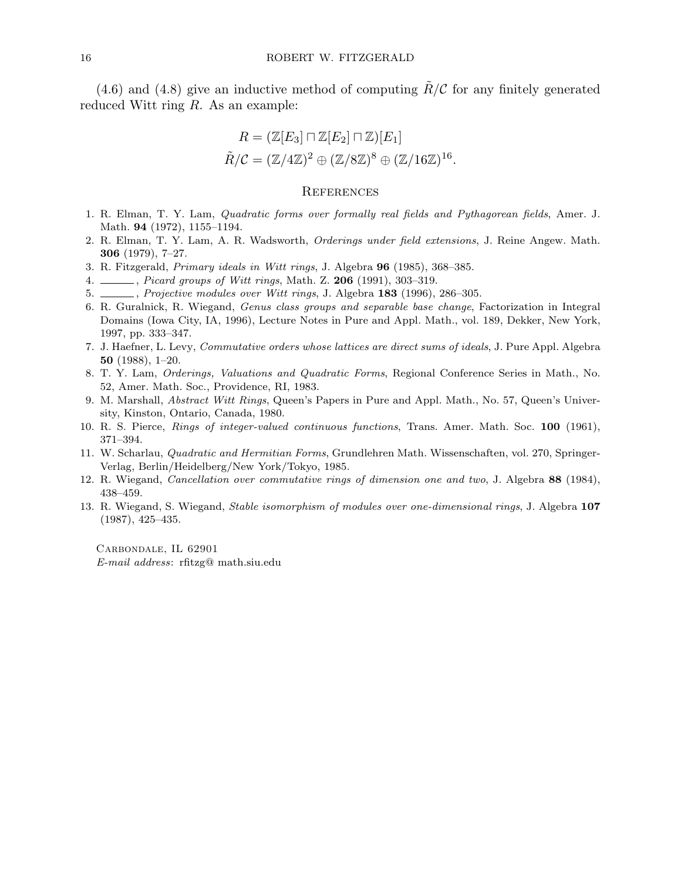(4.6) and (4.8) give an inductive method of computing $\tilde{R}/\mathcal{C}$ for any finitely generated reduced Witt ring $R$. As an example:

$$R = (\mathbb{Z}[E_3] \sqcap \mathbb{Z}[E_2] \sqcap \mathbb{Z})[E_1]$$
$$\tilde{R}/\mathcal{C} = (\mathbb{Z}/4\mathbb{Z})^2 \oplus (\mathbb{Z}/8\mathbb{Z})^8 \oplus (\mathbb{Z}/16\mathbb{Z})^{16}.$$

## References

1. R. Elman, T. Y. Lam, *Quadratic forms over formally real fields and Pythagorean fields*, Amer. J. Math. **94** (1972), 1155–1194.
2. R. Elman, T. Y. Lam, A. R. Wadsworth, *Orderings under field extensions*, J. Reine Angew. Math. **306** (1979), 7–27.
3. R. Fitzgerald, *Primary ideals in Witt rings*, J. Algebra **96** (1985), 368–385.
4. ______, *Picard groups of Witt rings*, Math. Z. **206** (1991), 303–319.
5. ______, *Projective modules over Witt rings*, J. Algebra **183** (1996), 286–305.
6. R. Guralnick, R. Wiegand, *Genus class groups and separable base change*, Factorization in Integral Domains (Iowa City, IA, 1996), Lecture Notes in Pure and Appl. Math., vol. 189, Dekker, New York, 1997, pp. 333–347.
7. J. Haefner, L. Levy, *Commutative orders whose lattices are direct sums of ideals*, J. Pure Appl. Algebra **50** (1988), 1–20.
8. T. Y. Lam, *Orderings, Valuations and Quadratic Forms*, Regional Conference Series in Math., No. 52, Amer. Math. Soc., Providence, RI, 1983.
9. M. Marshall, *Abstract Witt Rings*, Queen's Papers in Pure and Appl. Math., No. 57, Queen's University, Kinston, Ontario, Canada, 1980.
10. R. S. Pierce, *Rings of integer-valued continuous functions*, Trans. Amer. Math. Soc. **100** (1961), 371–394.
11. W. Scharlau, *Quadratic and Hermitian Forms*, Grundlehren Math. Wissenschaften, vol. 270, Springer-Verlag, Berlin/Heidelberg/New York/Tokyo, 1985.
12. R. Wiegand, *Cancellation over commutative rings of dimension one and two*, J. Algebra **88** (1984), 438–459.
13. R. Wiegand, S. Wiegand, *Stable isomorphism of modules over one-dimensional rings*, J. Algebra **107** (1987), 425–435.

Carbondale, IL 62901
*E-mail address*: rfitzg@ math.siu.edu